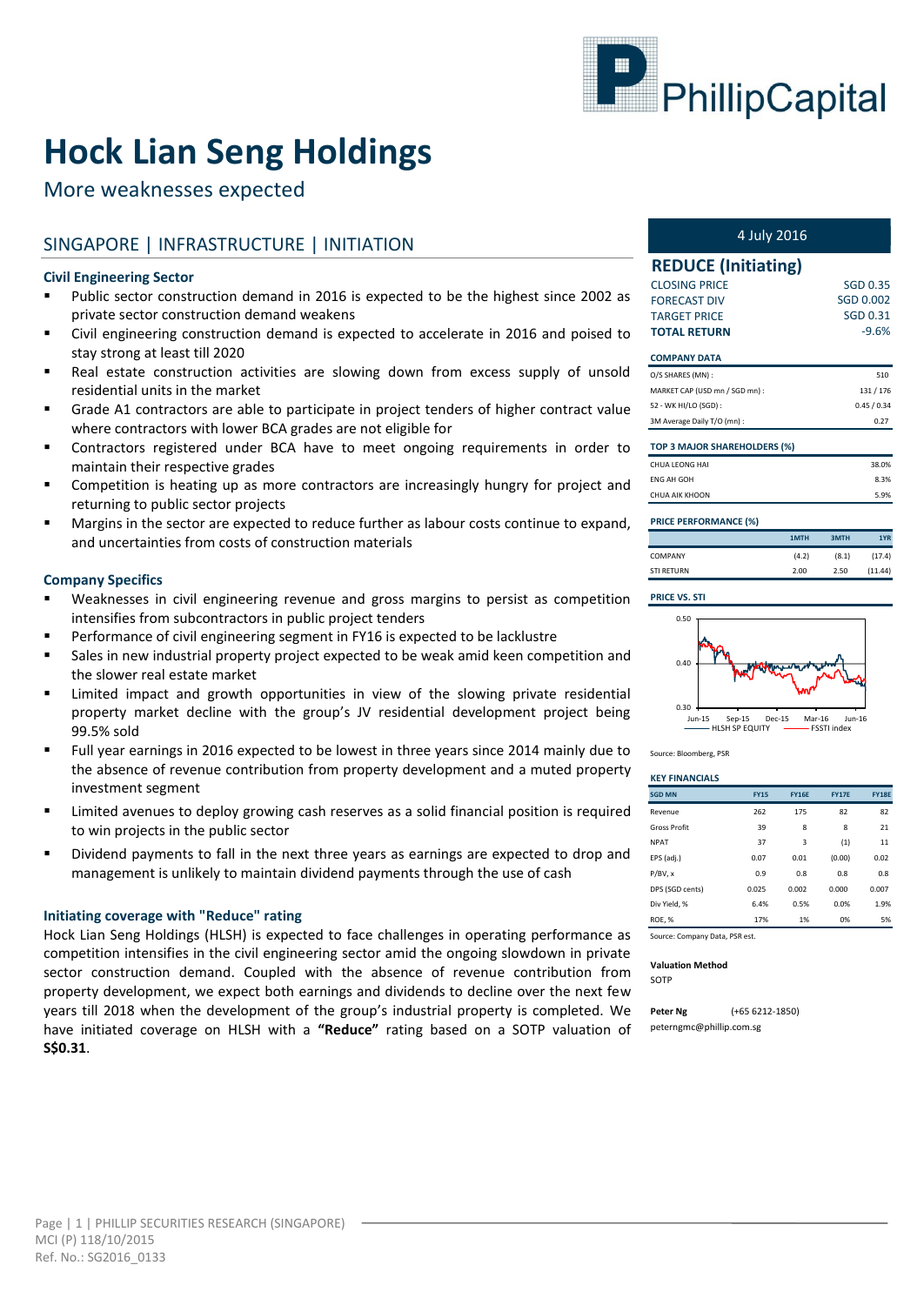# Hock Lian Seng Holdings

More weaknesses expected

## SINGAPORE | INFRASTRUCTURE | INITIATION

### Civil Engineering Sector

- Public sector construction demand in 2016 is expected to be the highest since 2002 as private sector construction demand weakens
- Civil engineering construction demand is expected to accelerate in 2016 and poised to stay strong at least till 2020
- Real estate construction activities are slowing down from excess supply of unsold residential units in the market
- Grade A1 contractors are able to participate in project tenders of higher contract value where contractors with lower BCA grades are not eligible for
- Contractors registered under BCA have to meet ongoing requirements in order to maintain their respective grades
- Competition is heating up as more contractors are increasingly hungry for project and returning to public sector projects
- Margins in the sector are expected to reduce further as labour costs continue to expand, and uncertainties from costs of construction materials

### Company Specifics

- Weaknesses in civil engineering revenue and gross margins to persist as competition intensifies from subcontractors in public project tenders
- Performance of civil engineering segment in FY16 is expected to be lacklustre
- Sales in new industrial property project expected to be weak amid keen competition and the slower real estate market
- Limited impact and growth opportunities in view of the slowing private residential property market decline with the group's JV residential development project being 99.5% sold
- Full year earnings in 2016 expected to be lowest in three years since 2014 mainly due to the absence of revenue contribution from property development and a muted property investment segment
- Limited avenues to deploy growing cash reserves as a solid financial position is required to win projects in the public sector
- Dividend payments to fall in the next three years as earnings are expected to drop and management is unlikely to maintain dividend payments through the use of cash

### Initiating coverage with "Reduce" rating

Hock Lian Seng Holdings (HLSH) is expected to face challenges in operating performance as competition intensifies in the civil engineering sector amid the ongoing slowdown in private sector construction demand. Coupled with the absence of revenue contribution from property development, we expect both earnings and dividends to decline over the next few years till 2018 when the development of the group's industrial property is completed. We have initiated coverage on HLSH with a **"Reduce"** rating based on a SOTP valuation of **S$0.31**.

4 July 2016

## REDUCE (Initiating)

| | |
|---|---|
| CLOSING PRICE | SGD 0.35 |
| FORECAST DIV | SGD 0.002 |
| TARGET PRICE | SGD 0.31 |
| **TOTAL RETURN** | -9.6% |

**COMPANY DATA**

| | |
|---|---|
| O/S SHARES (MN) : | 510 |
| MARKET CAP (USD mn / SGD mn) : | 131 / 176 |
| 52 - WK HI/LO (SGD) : | 0.45 / 0.34 |
| 3M Average Daily T/O (mn) : | 0.27 |

**TOP 3 MAJOR SHAREHOLDERS (%)**

| | |
|---|---|
| CHUA LEONG HAI | 38.0% |
| ENG AH GOH | 8.3% |
| CHUA AIK KHOON | 5.9% |

**PRICE PERFORMANCE (%)**

| | 1MTH | 3MTH | 1YR |
|---|---|---|---|
| COMPANY | (4.2) | (8.1) | (17.4) |
| STI RETURN | 2.00 | 2.50 | (11.44) |

**PRICE VS. STI**

Source: Bloomberg, PSR

**KEY FINANCIALS**

| SGD MN | FY15 | FY16E | FY17E | FY18E |
|---|---|---|---|---|
| Revenue | 262 | 175 | 82 | 82 |
| Gross Profit | 39 | 8 | 8 | 21 |
| NPAT | 37 | 3 | (1) | 11 |
| EPS (adj.) | 0.07 | 0.01 | (0.00) | 0.02 |
| P/BV, x | 0.9 | 0.8 | 0.8 | 0.8 |
| DPS (SGD cents) | 0.025 | 0.002 | 0.000 | 0.007 |
| Div Yield, % | 6.4% | 0.5% | 0.0% | 1.9% |
| ROE, % | 17% | 1% | 0% | 5% |

Source: Company Data, PSR est.

**Valuation Method**

SOTP

**Peter Ng** (+65 6212-1850)

peterngmc@phillip.com.sg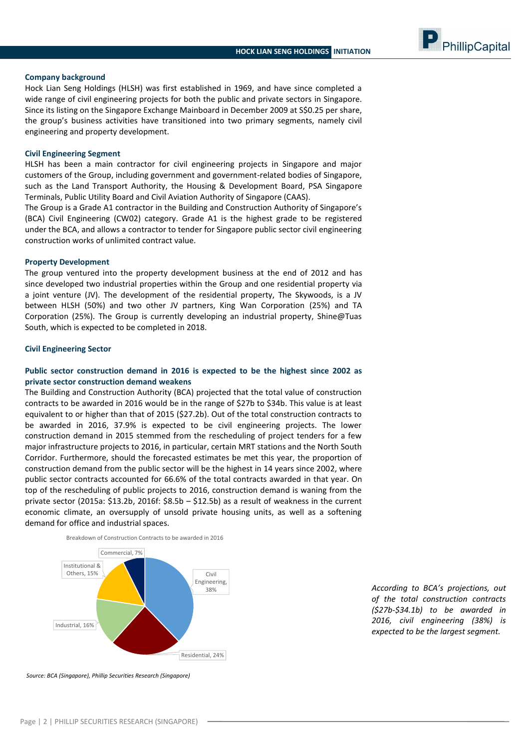### Company background

Hock Lian Seng Holdings (HLSH) was first established in 1969, and have since completed a wide range of civil engineering projects for both the public and private sectors in Singapore. Since its listing on the Singapore Exchange Mainboard in December 2009 at S$0.25 per share, the group's business activities have transitioned into two primary segments, namely civil engineering and property development.

### Civil Engineering Segment

HLSH has been a main contractor for civil engineering projects in Singapore and major customers of the Group, including government and government-related bodies of Singapore, such as the Land Transport Authority, the Housing & Development Board, PSA Singapore Terminals, Public Utility Board and Civil Aviation Authority of Singapore (CAAS).

The Group is a Grade A1 contractor in the Building and Construction Authority of Singapore's (BCA) Civil Engineering (CW02) category. Grade A1 is the highest grade to be registered under the BCA, and allows a contractor to tender for Singapore public sector civil engineering construction works of unlimited contract value.

### Property Development

The group ventured into the property development business at the end of 2012 and has since developed two industrial properties within the Group and one residential property via a joint venture (JV). The development of the residential property, The Skywoods, is a JV between HLSH (50%) and two other JV partners, King Wan Corporation (25%) and TA Corporation (25%). The Group is currently developing an industrial property, Shine@Tuas South, which is expected to be completed in 2018.

### Civil Engineering Sector

#### Public sector construction demand in 2016 is expected to be the highest since 2002 as private sector construction demand weakens

The Building and Construction Authority (BCA) projected that the total value of construction contracts to be awarded in 2016 would be in the range of $27b to $34b. This value is at least equivalent to or higher than that of 2015 ($27.2b). Out of the total construction contracts to be awarded in 2016, 37.9% is expected to be civil engineering projects. The lower construction demand in 2015 stemmed from the rescheduling of project tenders for a few major infrastructure projects to 2016, in particular, certain MRT stations and the North South Corridor. Furthermore, should the forecasted estimates be met this year, the proportion of construction demand from the public sector will be the highest in 14 years since 2002, where public sector contracts accounted for 66.6% of the total contracts awarded in that year. On top of the rescheduling of public projects to 2016, construction demand is waning from the private sector (2015a: $13.2b, 2016f: $8.5b – $12.5b) as a result of weakness in the current economic climate, an oversupply of unsold private housing units, as well as a softening demand for office and industrial spaces.

Breakdown of Construction Contracts to be awarded in 2016

| Segment | Share |
|---|---|
| Civil Engineering | 38% |
| Residential | 24% |
| Industrial | 16% |
| Institutional & Others | 15% |
| Commercial | 7% |

*Source: BCA (Singapore), Phillip Securities Research (Singapore)*

*According to BCA's projections, out of the total construction contracts ($27b-$34.1b) to be awarded in 2016, civil engineering (38%) is expected to be the largest segment.*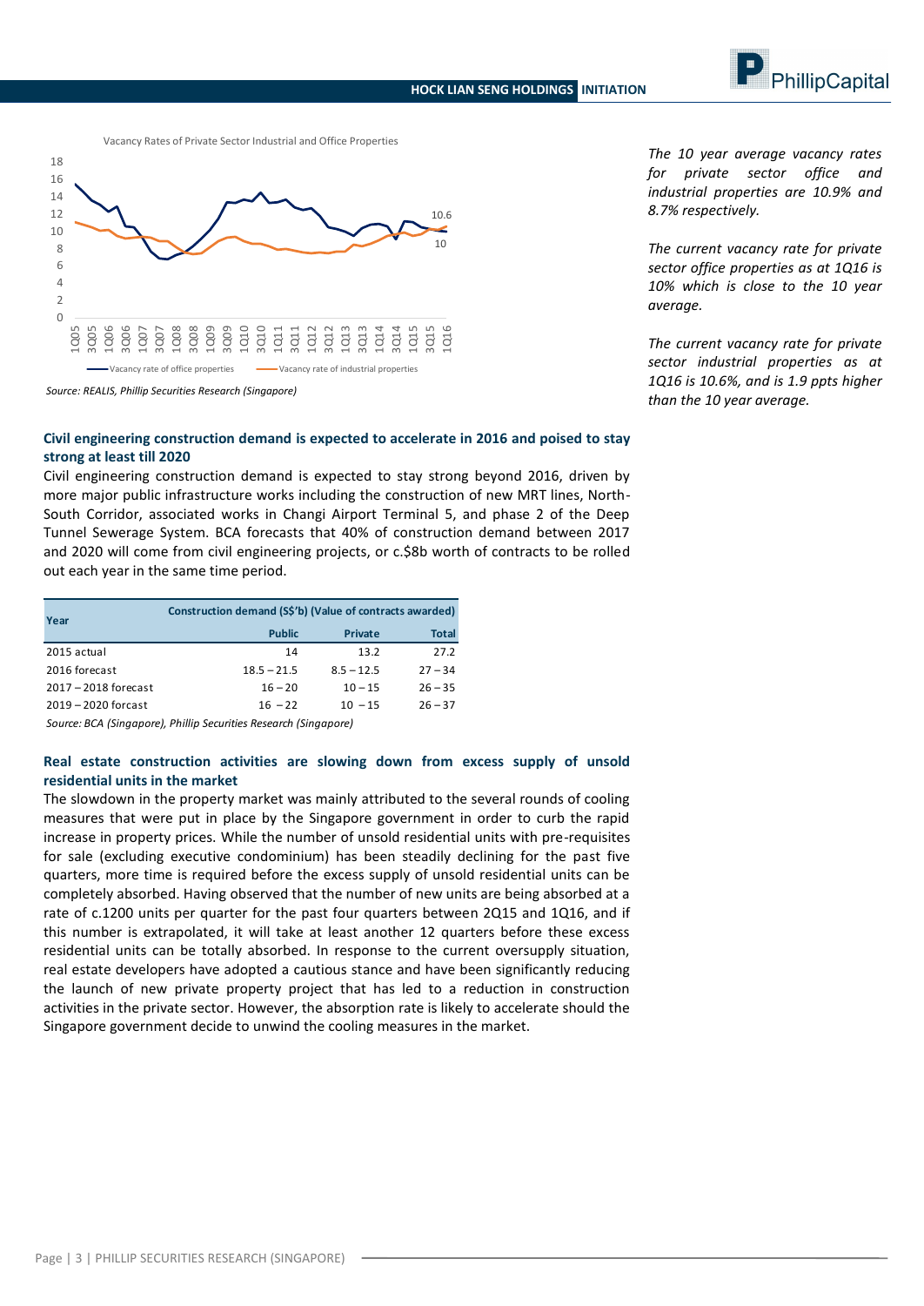Vacancy Rates of Private Sector Industrial and Office Properties

Source: REALIS, Phillip Securities Research (Singapore)

*The 10 year average vacancy rates for private sector office and industrial properties are 10.9% and 8.7% respectively.*

*The current vacancy rate for private sector office properties as at 1Q16 is 10% which is close to the 10 year average.*

*The current vacancy rate for private sector industrial properties as at 1Q16 is 10.6%, and is 1.9 ppts higher than the 10 year average.*

### Civil engineering construction demand is expected to accelerate in 2016 and poised to stay strong at least till 2020

Civil engineering construction demand is expected to stay strong beyond 2016, driven by more major public infrastructure works including the construction of new MRT lines, North-South Corridor, associated works in Changi Airport Terminal 5, and phase 2 of the Deep Tunnel Sewerage System. BCA forecasts that 40% of construction demand between 2017 and 2020 will come from civil engineering projects, or c.$8b worth of contracts to be rolled out each year in the same time period.

| Year | Construction demand (S$'b) (Value of contracts awarded) | | |
|---|---|---|---|
| | Public | Private | Total |
| 2015 actual | 14 | 13.2 | 27.2 |
| 2016 forecast | 18.5 – 21.5 | 8.5 – 12.5 | 27 – 34 |
| 2017 – 2018 forecast | 16 – 20 | 10 – 15 | 26 – 35 |
| 2019 – 2020 forcast | 16 – 22 | 10 – 15 | 26 – 37 |

*Source: BCA (Singapore), Phillip Securities Research (Singapore)*

### Real estate construction activities are slowing down from excess supply of unsold residential units in the market

The slowdown in the property market was mainly attributed to the several rounds of cooling measures that were put in place by the Singapore government in order to curb the rapid increase in property prices. While the number of unsold residential units with pre-requisites for sale (excluding executive condominium) has been steadily declining for the past five quarters, more time is required before the excess supply of unsold residential units can be completely absorbed. Having observed that the number of new units are being absorbed at a rate of c.1200 units per quarter for the past four quarters between 2Q15 and 1Q16, and if this number is extrapolated, it will take at least another 12 quarters before these excess residential units can be totally absorbed. In response to the current oversupply situation, real estate developers have adopted a cautious stance and have been significantly reducing the launch of new private property project that has led to a reduction in construction activities in the private sector. However, the absorption rate is likely to accelerate should the Singapore government decide to unwind the cooling measures in the market.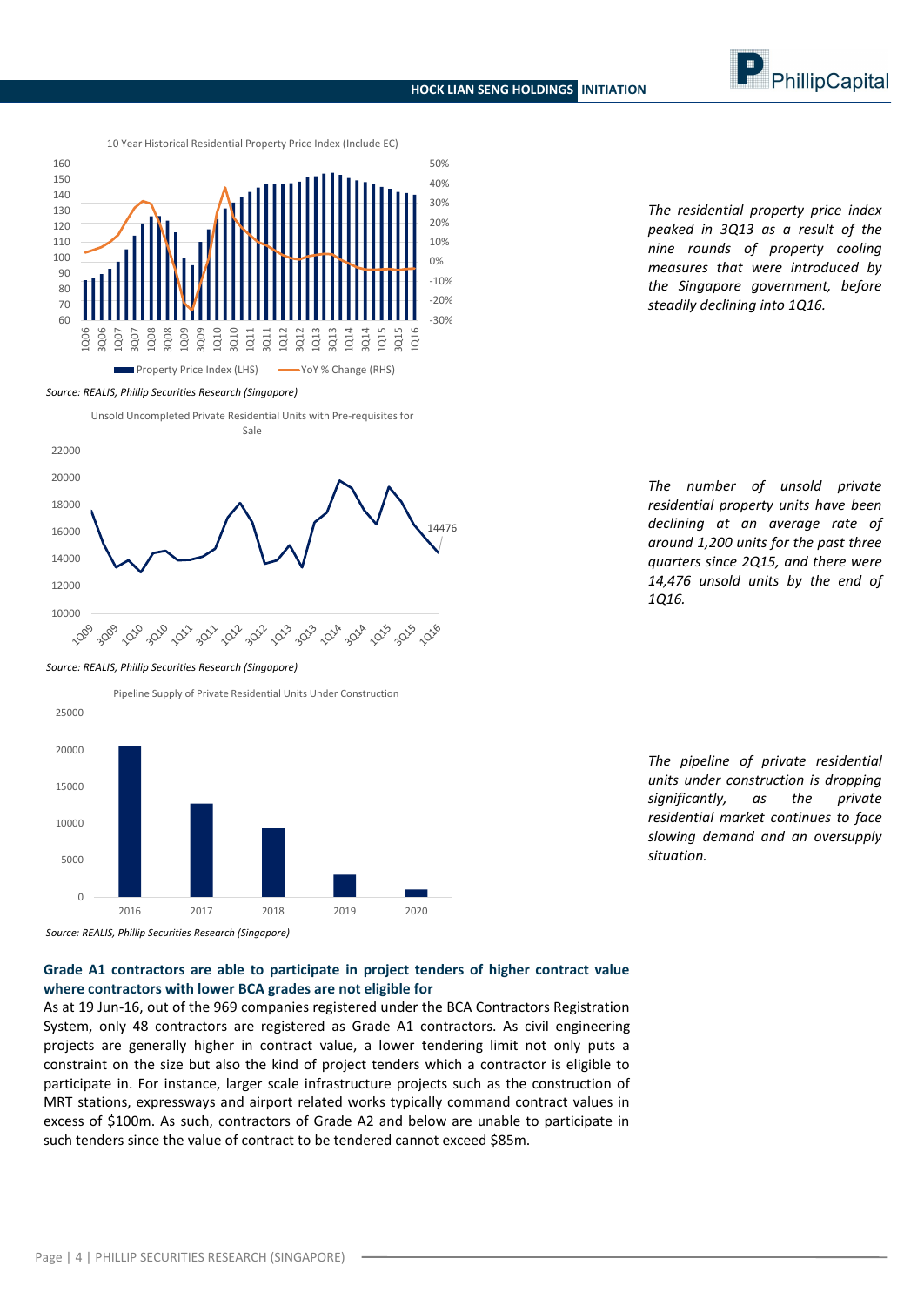10 Year Historical Residential Property Price Index (Include EC)

Property Price Index (LHS) — YoY % Change (RHS)

*Source: REALIS, Phillip Securities Research (Singapore)*

*The residential property price index peaked in 3Q13 as a result of the nine rounds of property cooling measures that were introduced by the Singapore government, before steadily declining into 1Q16.*

Unsold Uncompleted Private Residential Units with Pre-requisites for Sale

*Source: REALIS, Phillip Securities Research (Singapore)*

*The number of unsold private residential property units have been declining at an average rate of around 1,200 units for the past three quarters since 2Q15, and there were 14,476 unsold units by the end of 1Q16.*

Pipeline Supply of Private Residential Units Under Construction

*Source: REALIS, Phillip Securities Research (Singapore)*

*The pipeline of private residential units under construction is dropping significantly, as the private residential market continues to face slowing demand and an oversupply situation.*

**Grade A1 contractors are able to participate in project tenders of higher contract value where contractors with lower BCA grades are not eligible for**

As at 19 Jun-16, out of the 969 companies registered under the BCA Contractors Registration System, only 48 contractors are registered as Grade A1 contractors. As civil engineering projects are generally higher in contract value, a lower tendering limit not only puts a constraint on the size but also the kind of project tenders which a contractor is eligible to participate in. For instance, larger scale infrastructure projects such as the construction of MRT stations, expressways and airport related works typically command contract values in excess of $100m. As such, contractors of Grade A2 and below are unable to participate in such tenders since the value of contract to be tendered cannot exceed $85m.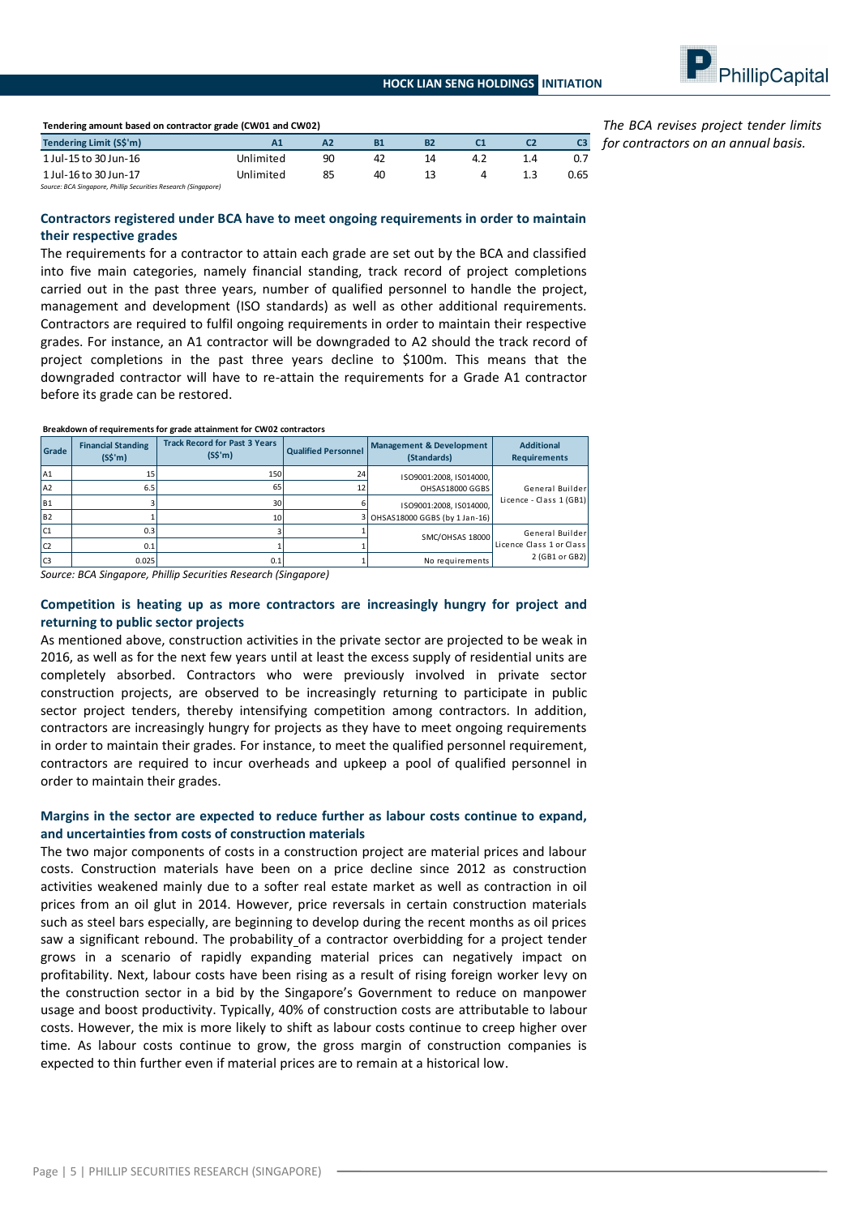**Tendering amount based on contractor grade (CW01 and CW02)**

| Tendering Limit (S$'m) | A1 | A2 | B1 | B2 | C1 | C2 | C3 |
|---|---|---|---|---|---|---|---|
| 1 Jul-15 to 30 Jun-16 | Unlimited | 90 | 42 | 14 | 4.2 | 1.4 | 0.7 |
| 1 Jul-16 to 30 Jun-17 | Unlimited | 85 | 40 | 13 | 4 | 1.3 | 0.65 |

*Source: BCA Singapore, Phillip Securities Research (Singapore)*

*The BCA revises project tender limits for contractors on an annual basis.*

### Contractors registered under BCA have to meet ongoing requirements in order to maintain their respective grades

The requirements for a contractor to attain each grade are set out by the BCA and classified into five main categories, namely financial standing, track record of project completions carried out in the past three years, number of qualified personnel to handle the project, management and development (ISO standards) as well as other additional requirements. Contractors are required to fulfil ongoing requirements in order to maintain their respective grades. For instance, an A1 contractor will be downgraded to A2 should the track record of project completions in the past three years decline to $100m. This means that the downgraded contractor will have to re-attain the requirements for a Grade A1 contractor before its grade can be restored.

**Breakdown of requirements for grade attainment for CW02 contractors**

| Grade | Financial Standing (S$'m) | Track Record for Past 3 Years (S$'m) | Qualified Personnel | Management & Development (Standards) | Additional Requirements |
|---|---|---|---|---|---|
| A1 | 15 | 150 | 24 | ISO9001:2008, ISO14000, OHSAS18000 GGBS | General Builder Licence - Class 1 (GB1) |
| A2 | 6.5 | 65 | 12 | | |
| B1 | 3 | 30 | 6 | ISO9001:2008, ISO14000, OHSAS18000 GGBS (by 1 Jan-16) | |
| B2 | 1 | 10 | 3 | | |
| C1 | 0.3 | 3 | 1 | SMC/OHSAS 18000 | General Builder Licence Class 1 or Class 2 (GB1 or GB2) |
| C2 | 0.1 | 1 | 1 | | |
| C3 | 0.025 | 0.1 | 1 | No requirements | |

*Source: BCA Singapore, Phillip Securities Research (Singapore)*

### Competition is heating up as more contractors are increasingly hungry for project and returning to public sector projects

As mentioned above, construction activities in the private sector are projected to be weak in 2016, as well as for the next few years until at least the excess supply of residential units are completely absorbed. Contractors who were previously involved in private sector construction projects, are observed to be increasingly returning to participate in public sector project tenders, thereby intensifying competition among contractors. In addition, contractors are increasingly hungry for projects as they have to meet ongoing requirements in order to maintain their grades. For instance, to meet the qualified personnel requirement, contractors are required to incur overheads and upkeep a pool of qualified personnel in order to maintain their grades.

### Margins in the sector are expected to reduce further as labour costs continue to expand, and uncertainties from costs of construction materials

The two major components of costs in a construction project are material prices and labour costs. Construction materials have been on a price decline since 2012 as construction activities weakened mainly due to a softer real estate market as well as contraction in oil prices from an oil glut in 2014. However, price reversals in certain construction materials such as steel bars especially, are beginning to develop during the recent months as oil prices saw a significant rebound. The probability of a contractor overbidding for a project tender grows in a scenario of rapidly expanding material prices can negatively impact on profitability. Next, labour costs have been rising as a result of rising foreign worker levy on the construction sector in a bid by the Singapore's Government to reduce on manpower usage and boost productivity. Typically, 40% of construction costs are attributable to labour costs. However, the mix is more likely to shift as labour costs continue to creep higher over time. As labour costs continue to grow, the gross margin of construction companies is expected to thin further even if material prices are to remain at a historical low.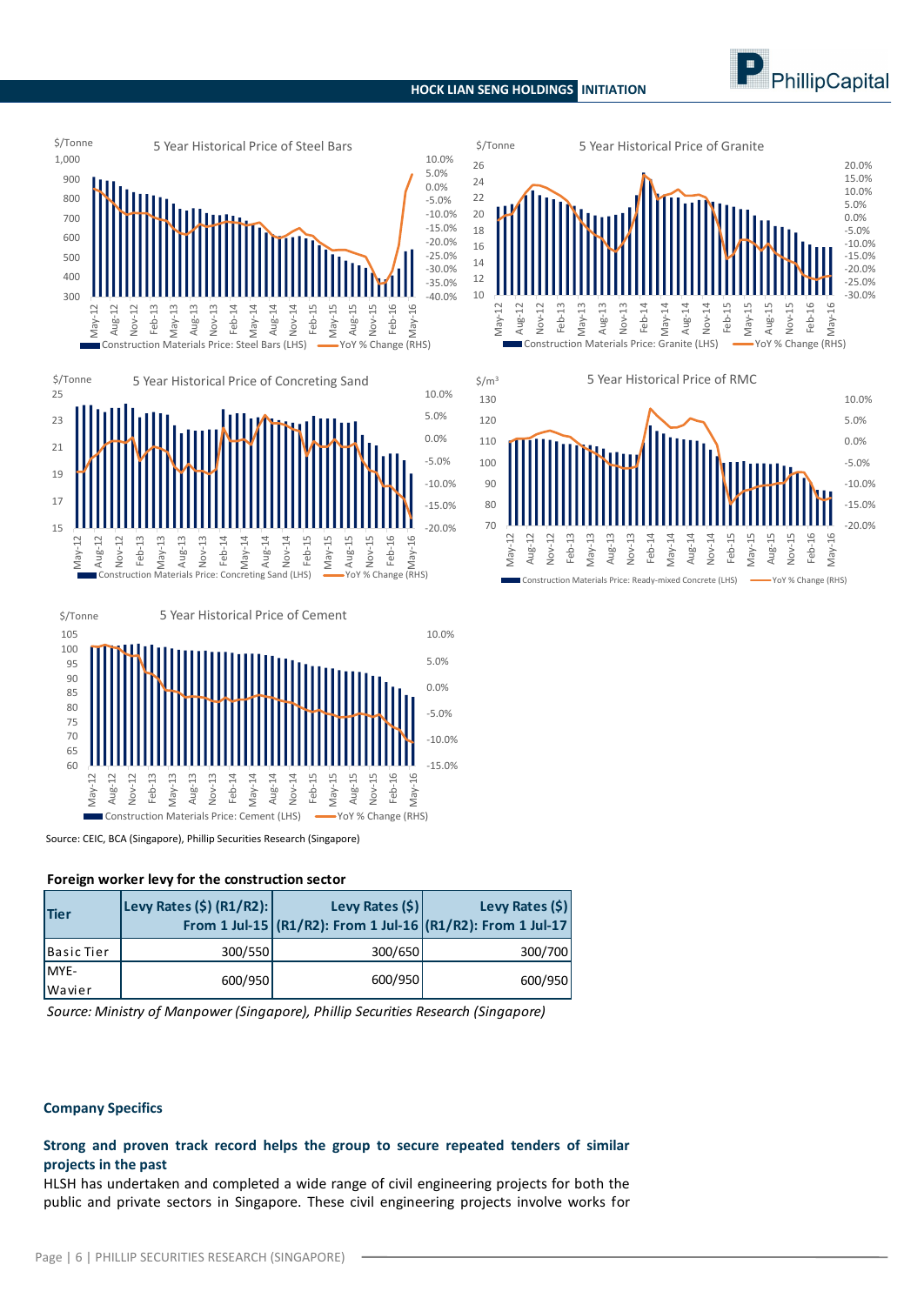5 Year Historical Price of Steel Bars

5 Year Historical Price of Granite

5 Year Historical Price of Concreting Sand

5 Year Historical Price of RMC

5 Year Historical Price of Cement

Source: CEIC, BCA (Singapore), Phillip Securities Research (Singapore)

**Foreign worker levy for the construction sector**

| Tier | Levy Rates ($) (R1/R2): From 1 Jul-15 | Levy Rates ($) (R1/R2): From 1 Jul-16 | Levy Rates ($) (R1/R2): From 1 Jul-17 |
|---|---|---|---|
| Basic Tier | 300/550 | 300/650 | 300/700 |
| MYE-Wavier | 600/950 | 600/950 | 600/950 |

*Source: Ministry of Manpower (Singapore), Phillip Securities Research (Singapore)*

## Company Specifics

### Strong and proven track record helps the group to secure repeated tenders of similar projects in the past

HLSH has undertaken and completed a wide range of civil engineering projects for both the public and private sectors in Singapore. These civil engineering projects involve works for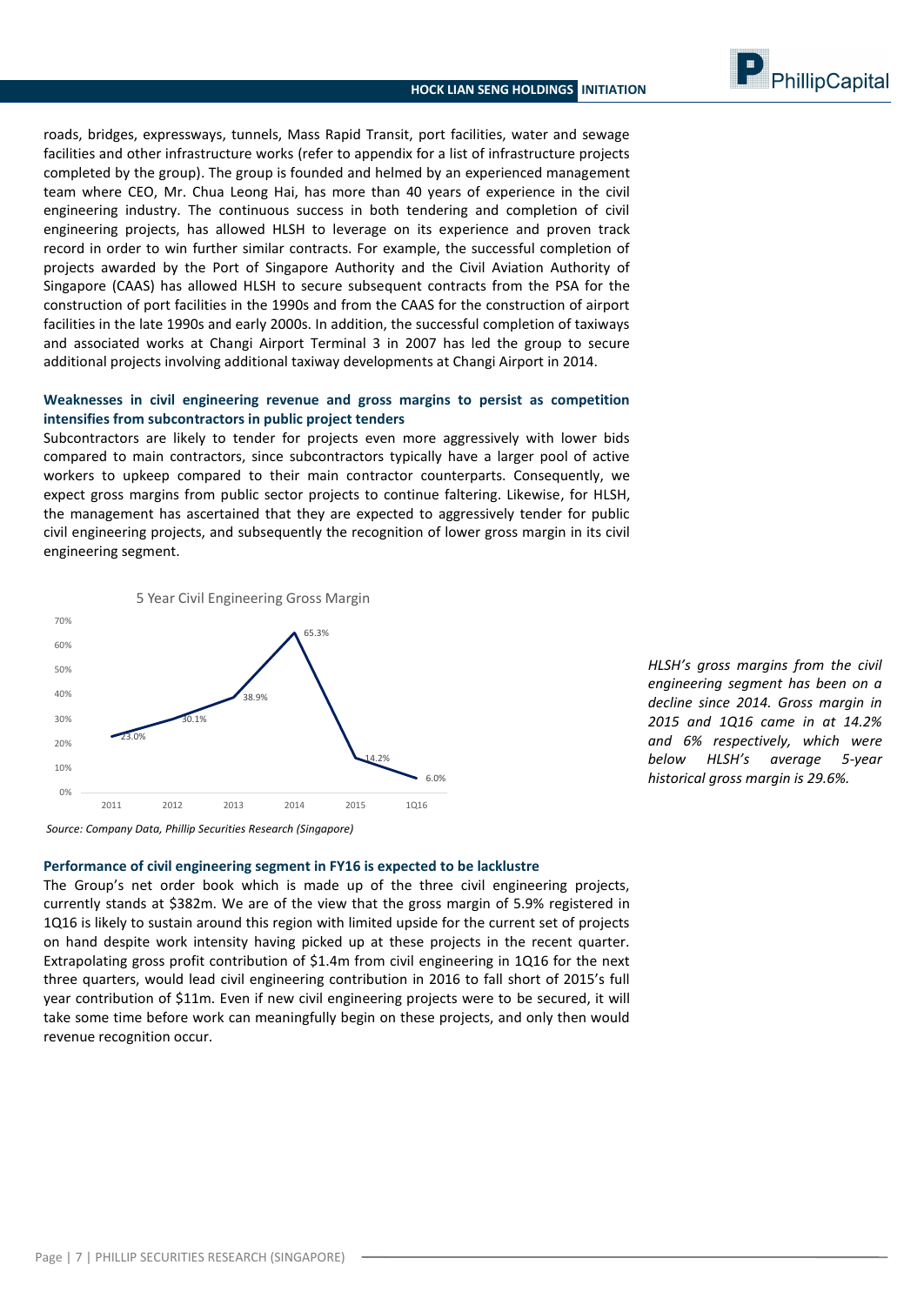roads, bridges, expressways, tunnels, Mass Rapid Transit, port facilities, water and sewage facilities and other infrastructure works (refer to appendix for a list of infrastructure projects completed by the group). The group is founded and helmed by an experienced management team where CEO, Mr. Chua Leong Hai, has more than 40 years of experience in the civil engineering industry. The continuous success in both tendering and completion of civil engineering projects, has allowed HLSH to leverage on its experience and proven track record in order to win further similar contracts. For example, the successful completion of projects awarded by the Port of Singapore Authority and the Civil Aviation Authority of Singapore (CAAS) has allowed HLSH to secure subsequent contracts from the PSA for the construction of port facilities in the 1990s and from the CAAS for the construction of airport facilities in the late 1990s and early 2000s. In addition, the successful completion of taxiways and associated works at Changi Airport Terminal 3 in 2007 has led the group to secure additional projects involving additional taxiway developments at Changi Airport in 2014.

### Weaknesses in civil engineering revenue and gross margins to persist as competition intensifies from subcontractors in public project tenders

Subcontractors are likely to tender for projects even more aggressively with lower bids compared to main contractors, since subcontractors typically have a larger pool of active workers to upkeep compared to their main contractor counterparts. Consequently, we expect gross margins from public sector projects to continue faltering. Likewise, for HLSH, the management has ascertained that they are expected to aggressively tender for public civil engineering projects, and subsequently the recognition of lower gross margin in its civil engineering segment.

5 Year Civil Engineering Gross Margin

| Period | Gross Margin |
|---|---|
| 2011 | 23.0% |
| 2012 | 30.1% |
| 2013 | 38.9% |
| 2014 | 65.3% |
| 2015 | 14.2% |
| 1Q16 | 6.0% |

*Source: Company Data, Phillip Securities Research (Singapore)*

*HLSH's gross margins from the civil engineering segment has been on a decline since 2014. Gross margin in 2015 and 1Q16 came in at 14.2% and 6% respectively, which were below HLSH's average 5-year historical gross margin is 29.6%.*

### Performance of civil engineering segment in FY16 is expected to be lacklustre

The Group's net order book which is made up of the three civil engineering projects, currently stands at $382m. We are of the view that the gross margin of 5.9% registered in 1Q16 is likely to sustain around this region with limited upside for the current set of projects on hand despite work intensity having picked up at these projects in the recent quarter. Extrapolating gross profit contribution of $1.4m from civil engineering in 1Q16 for the next three quarters, would lead civil engineering contribution in 2016 to fall short of 2015's full year contribution of $11m. Even if new civil engineering projects were to be secured, it will take some time before work can meaningfully begin on these projects, and only then would revenue recognition occur.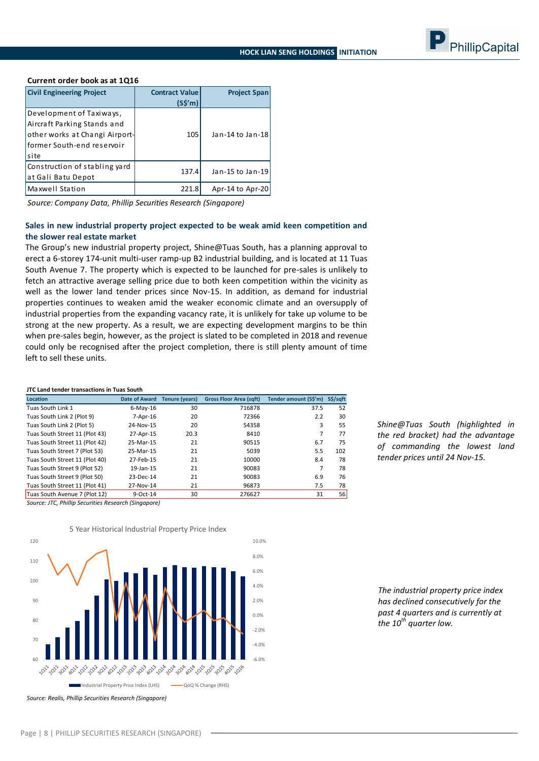**Current order book as at 1Q16**

| Civil Engineering Project | Contract Value (S$'m) | Project Span |
|---|---|---|
| Development of Taxiways, Aircraft Parking Stands and other works at Changi Airport-former South-end reservoir site | 105 | Jan-14 to Jan-18 |
| Construction of stabling yard at Gali Batu Depot | 137.4 | Jan-15 to Jan-19 |
| Maxwell Station | 221.8 | Apr-14 to Apr-20 |

*Source: Company Data, Phillip Securities Research (Singapore)*

**Sales in new industrial property project expected to be weak amid keen competition and the slower real estate market**

The Group's new industrial property project, Shine@Tuas South, has a planning approval to erect a 6-storey 174-unit multi-user ramp-up B2 industrial building, and is located at 11 Tuas South Avenue 7. The property which is expected to be launched for pre-sales is unlikely to fetch an attractive average selling price due to both keen competition within the vicinity as well as the lower land tender prices since Nov-15. In addition, as demand for industrial properties continues to weaken amid the weaker economic climate and an oversupply of industrial properties from the expanding vacancy rate, it is unlikely for take up volume to be strong at the new property. As a result, we are expecting development margins to be thin when pre-sales begin, however, as the project is slated to be completed in 2018 and revenue could only be recognised after the project completion, there is still plenty amount of time left to sell these units.

**JTC Land tender transactions in Tuas South**

| Location | Date of Award | Tenure (years) | Gross Floor Area (sqft) | Tender amount (S$'m) | S$/sqft |
|---|---|---|---|---|---|
| Tuas South Link 1 | 6-May-16 | 30 | 716878 | 37.5 | 52 |
| Tuas South Link 2 (Plot 9) | 7-Apr-16 | 20 | 72366 | 2.2 | 30 |
| Tuas South Link 2 (Plot 5) | 24-Nov-15 | 20 | 54358 | 3 | 55 |
| Tuas South Street 11 (Plot 43) | 27-Apr-15 | 20.3 | 8410 | 7 | 77 |
| Tuas South Street 11 (Plot 42) | 25-Mar-15 | 21 | 90515 | 6.7 | 75 |
| Tuas South Street 7 (Plot 53) | 25-Mar-15 | 21 | 5039 | 5.5 | 102 |
| Tuas South Street 11 (Plot 40) | 27-Feb-15 | 21 | 10000 | 8.4 | 78 |
| Tuas South Street 9 (Plot 52) | 19-Jan-15 | 21 | 90083 | 7 | 78 |
| Tuas South Street 9 (Plot 50) | 23-Dec-14 | 21 | 90083 | 6.9 | 76 |
| Tuas South Street 11 (Plot 41) | 27-Nov-14 | 21 | 96873 | 7.5 | 78 |
| Tuas South Avenue 7 (Plot 12) | 9-Oct-14 | 30 | 276627 | 31 | 56 |

*Source: JTC, Phillip Securities Research (Singapore)*

*Shine@Tuas South (highlighted in the red bracket) had the advantage of commanding the lowest land tender prices until 24 Nov-15.*

5 Year Historical Industrial Property Price Index

*Source: Realis, Phillip Securities Research (Singapore)*

*The industrial property price index has declined consecutively for the past 4 quarters and is currently at the 10th quarter low.*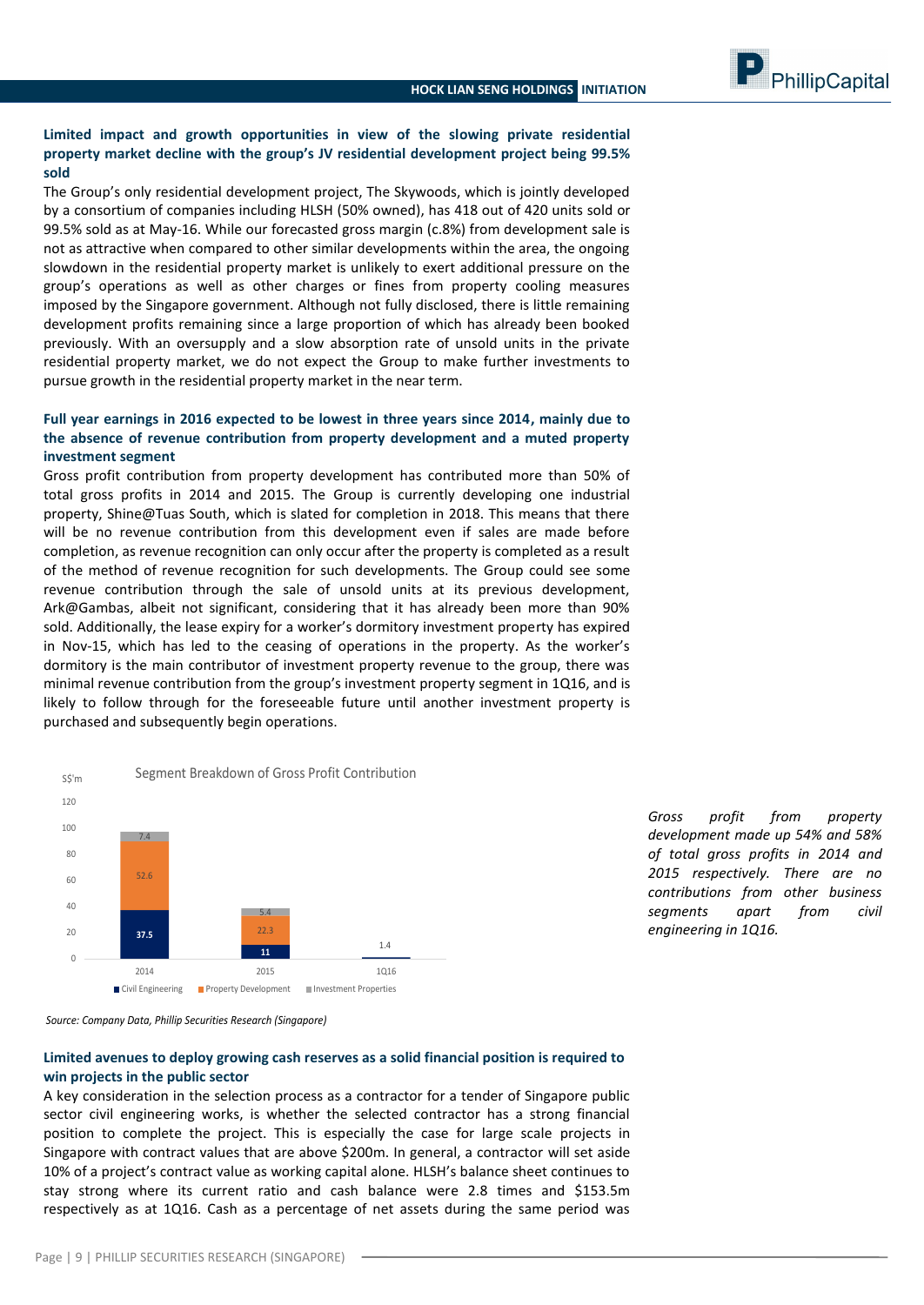### Limited impact and growth opportunities in view of the slowing private residential property market decline with the group's JV residential development project being 99.5% sold

The Group's only residential development project, The Skywoods, which is jointly developed by a consortium of companies including HLSH (50% owned), has 418 out of 420 units sold or 99.5% sold as at May-16. While our forecasted gross margin (c.8%) from development sale is not as attractive when compared to other similar developments within the area, the ongoing slowdown in the residential property market is unlikely to exert additional pressure on the group's operations as well as other charges or fines from property cooling measures imposed by the Singapore government. Although not fully disclosed, there is little remaining development profits remaining since a large proportion of which has already been booked previously. With an oversupply and a slow absorption rate of unsold units in the private residential property market, we do not expect the Group to make further investments to pursue growth in the residential property market in the near term.

### Full year earnings in 2016 expected to be lowest in three years since 2014, mainly due to the absence of revenue contribution from property development and a muted property investment segment

Gross profit contribution from property development has contributed more than 50% of total gross profits in 2014 and 2015. The Group is currently developing one industrial property, Shine@Tuas South, which is slated for completion in 2018. This means that there will be no revenue contribution from this development even if sales are made before completion, as revenue recognition can only occur after the property is completed as a result of the method of revenue recognition for such developments. The Group could see some revenue contribution through the sale of unsold units at its previous development, Ark@Gambas, albeit not significant, considering that it has already been more than 90% sold. Additionally, the lease expiry for a worker's dormitory investment property has expired in Nov-15, which has led to the ceasing of operations in the property. As the worker's dormitory is the main contributor of investment property revenue to the group, there was minimal revenue contribution from the group's investment property segment in 1Q16, and is likely to follow through for the foreseeable future until another investment property is purchased and subsequently begin operations.

**Segment Breakdown of Gross Profit Contribution** (S$'m)

| | Civil Engineering | Property Development | Investment Properties |
|---|---|---|---|
| 2014 | 37.5 | 52.6 | 7.4 |
| 2015 | 11 | 22.3 | 5.4 |
| 1Q16 | 1.4 | | |

*Source: Company Data, Phillip Securities Research (Singapore)*

*Gross profit from property development made up 54% and 58% of total gross profits in 2014 and 2015 respectively. There are no contributions from other business segments apart from civil engineering in 1Q16.*

### Limited avenues to deploy growing cash reserves as a solid financial position is required to win projects in the public sector

A key consideration in the selection process as a contractor for a tender of Singapore public sector civil engineering works, is whether the selected contractor has a strong financial position to complete the project. This is especially the case for large scale projects in Singapore with contract values that are above $200m. In general, a contractor will set aside 10% of a project's contract value as working capital alone. HLSH's balance sheet continues to stay strong where its current ratio and cash balance were 2.8 times and $153.5m respectively as at 1Q16. Cash as a percentage of net assets during the same period was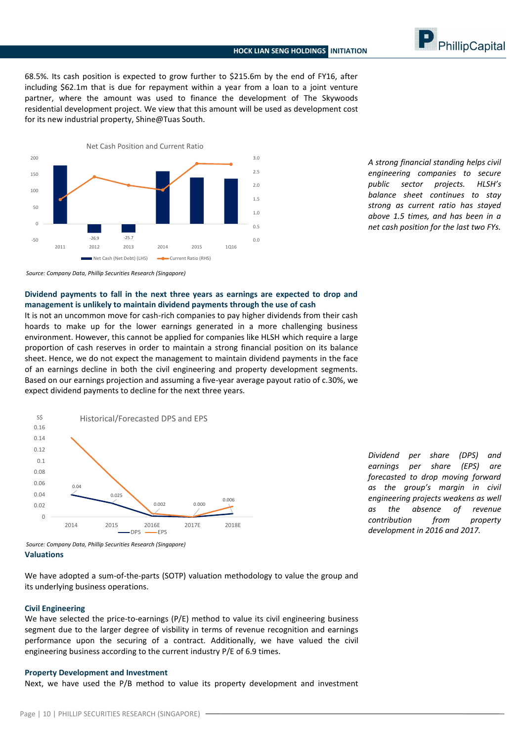68.5%. Its cash position is expected to grow further to $215.6m by the end of FY16, after including $62.1m that is due for repayment within a year from a loan to a joint venture partner, where the amount was used to finance the development of The Skywoods residential development project. We view that this amount will be used as development cost for its new industrial property, Shine@Tuas South.

*A strong financial standing helps civil engineering companies to secure public sector projects. HLSH's balance sheet continues to stay strong as current ratio has stayed above 1.5 times, and has been in a net cash position for the last two FYs.*

Net Cash Position and Current Ratio

*Source: Company Data, Phillip Securities Research (Singapore)*

### Dividend payments to fall in the next three years as earnings are expected to drop and management is unlikely to maintain dividend payments through the use of cash

It is not an uncommon move for cash-rich companies to pay higher dividends from their cash hoards to make up for the lower earnings generated in a more challenging business environment. However, this cannot be applied for companies like HLSH which require a large proportion of cash reserves in order to maintain a strong financial position on its balance sheet. Hence, we do not expect the management to maintain dividend payments in the face of an earnings decline in both the civil engineering and property development segments. Based on our earnings projection and assuming a five-year average payout ratio of c.30%, we expect dividend payments to decline for the next three years.

*Dividend per share (DPS) and earnings per share (EPS) are forecasted to drop moving forward as the group's margin in civil engineering projects weakens as well as the absence of revenue contribution from property development in 2016 and 2017.*

Historical/Forecasted DPS and EPS

*Source: Company Data, Phillip Securities Research (Singapore)*

### Valuations

We have adopted a sum-of-the-parts (SOTP) valuation methodology to value the group and its underlying business operations.

#### Civil Engineering

We have selected the price-to-earnings (P/E) method to value its civil engineering business segment due to the larger degree of visbility in terms of revenue recognition and earnings performance upon the securing of a contract. Additionally, we have valued the civil engineering business according to the current industry P/E of 6.9 times.

#### Property Development and Investment

Next, we have used the P/B method to value its property development and investment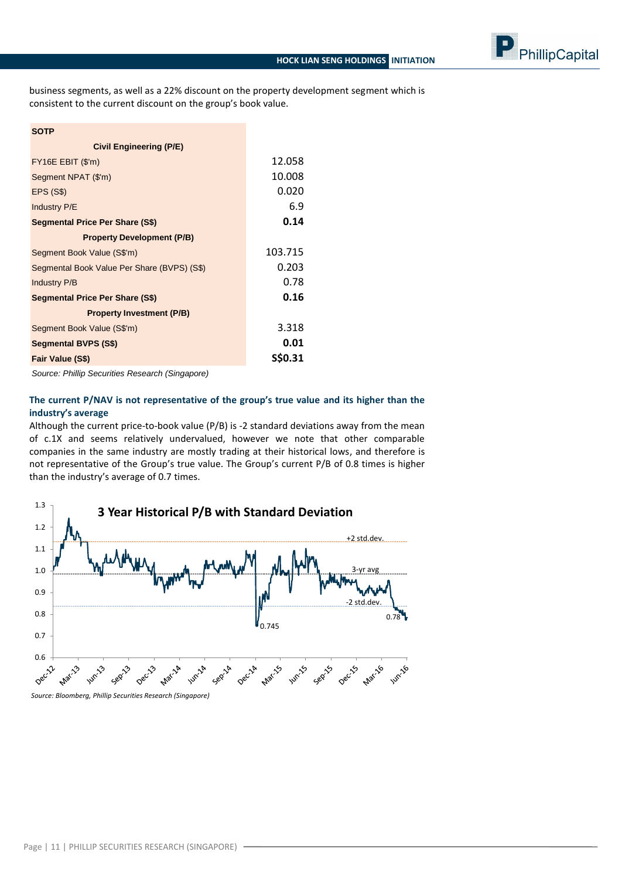business segments, as well as a 22% discount on the property development segment which is consistent to the current discount on the group's book value.

| SOTP | |
|---|---|
| **Civil Engineering (P/E)** | |
| FY16E EBIT ($'m) | 12.058 |
| Segment NPAT ($'m) | 10.008 |
| EPS (S$) | 0.020 |
| Industry P/E | 6.9 |
| **Segmental Price Per Share (S$)** | **0.14** |
| **Property Development (P/B)** | |
| Segment Book Value (S$'m) | 103.715 |
| Segmental Book Value Per Share (BVPS) (S$) | 0.203 |
| Industry P/B | 0.78 |
| **Segmental Price Per Share (S$)** | **0.16** |
| **Property Investment (P/B)** | |
| Segment Book Value (S$'m) | 3.318 |
| **Segmental BVPS (S$)** | **0.01** |
| **Fair Value (S$)** | **S$0.31** |

*Source: Phillip Securities Research (Singapore)*

**The current P/NAV is not representative of the group's true value and its higher than the industry's average**

Although the current price-to-book value (P/B) is -2 standard deviations away from the mean of c.1X and seems relatively undervalued, however we note that other comparable companies in the same industry are mostly trading at their historical lows, and therefore is not representative of the Group's true value. The Group's current P/B of 0.8 times is higher than the industry's average of 0.7 times.

**3 Year Historical P/B with Standard Deviation**

*Source: Bloomberg, Phillip Securities Research (Singapore)*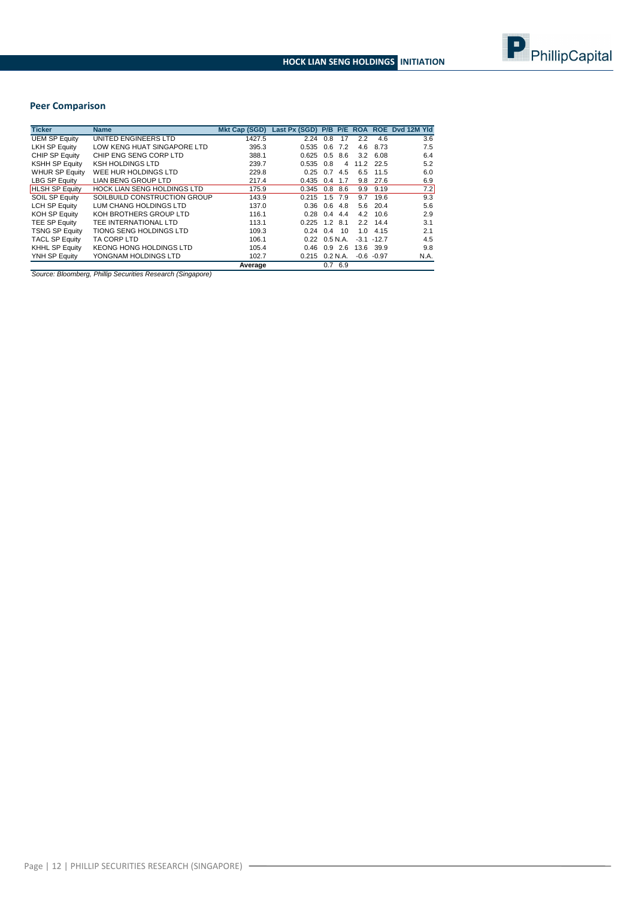## Peer Comparison

| Ticker | Name | Mkt Cap (SGD) | Last Px (SGD) | P/B | P/E | ROA | ROE | Dvd 12M Yld |
|---|---|---|---|---|---|---|---|---|
| UEM SP Equity | UNITED ENGINEERS LTD | 1427.5 | 2.24 | 0.8 | 17 | 2.2 | 4.6 | 3.6 |
| LKH SP Equity | LOW KENG HUAT SINGAPORE LTD | 395.3 | 0.535 | 0.6 | 7.2 | 4.6 | 8.73 | 7.5 |
| CHIP SP Equity | CHIP ENG SENG CORP LTD | 388.1 | 0.625 | 0.5 | 8.6 | 3.2 | 6.08 | 6.4 |
| KSHH SP Equity | KSH HOLDINGS LTD | 239.7 | 0.535 | 0.8 | 4 | 11.2 | 22.5 | 5.2 |
| WHUR SP Equity | WEE HUR HOLDINGS LTD | 229.8 | 0.25 | 0.7 | 4.5 | 6.5 | 11.5 | 6.0 |
| LBG SP Equity | LIAN BENG GROUP LTD | 217.4 | 0.435 | 0.4 | 1.7 | 9.8 | 27.6 | 6.9 |
| HLSH SP Equity | HOCK LIAN SENG HOLDINGS LTD | 175.9 | 0.345 | 0.8 | 8.6 | 9.9 | 9.19 | 7.2 |
| SOIL SP Equity | SOILBUILD CONSTRUCTION GROUP | 143.9 | 0.215 | 1.5 | 7.9 | 9.7 | 19.6 | 9.3 |
| LCH SP Equity | LUM CHANG HOLDINGS LTD | 137.0 | 0.36 | 0.6 | 4.8 | 5.6 | 20.4 | 5.6 |
| KOH SP Equity | KOH BROTHERS GROUP LTD | 116.1 | 0.28 | 0.4 | 4.4 | 4.2 | 10.6 | 2.9 |
| TEE SP Equity | TEE INTERNATIONAL LTD | 113.1 | 0.225 | 1.2 | 8.1 | 2.2 | 14.4 | 3.1 |
| TSNG SP Equity | TIONG SENG HOLDINGS LTD | 109.3 | 0.24 | 0.4 | 10 | 1.0 | 4.15 | 2.1 |
| TACL SP Equity | TA CORP LTD | 106.1 | 0.22 | 0.5 | N.A. | -3.1 | -12.7 | 4.5 |
| KHHL SP Equity | KEONG HONG HOLDINGS LTD | 105.4 | 0.46 | 0.9 | 2.6 | 13.6 | 39.9 | 9.8 |
| YNH SP Equity | YONGNAM HOLDINGS LTD | 102.7 | 0.215 | 0.2 | N.A. | -0.6 | -0.97 | N.A. |
| | | Average | | 0.7 | 6.9 | | | |

*Source: Bloomberg, Phillip Securities Research (Singapore)*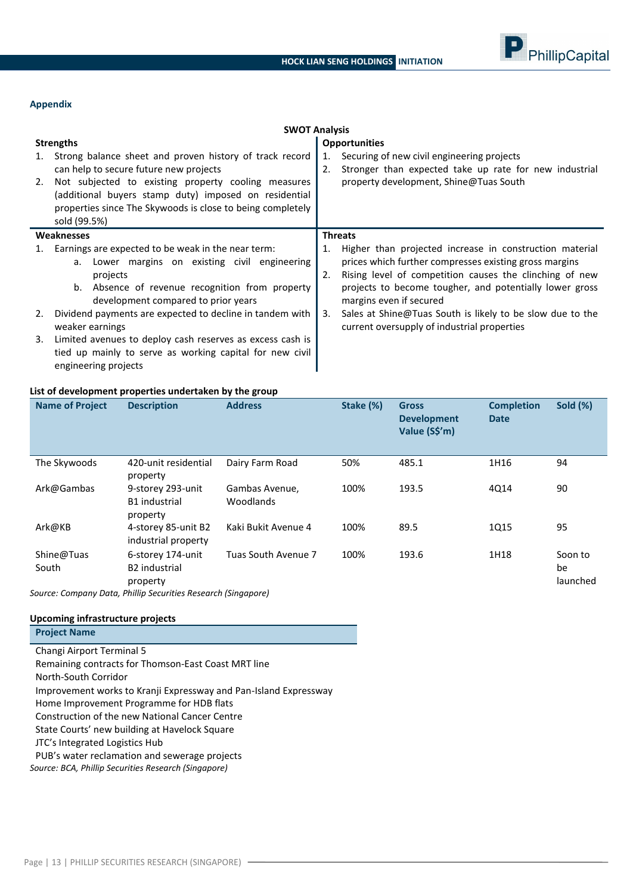## Appendix

### SWOT Analysis

**Strengths**

1. Strong balance sheet and proven history of track record can help to secure future new projects
2. Not subjected to existing property cooling measures (additional buyers stamp duty) imposed on residential properties since The Skywoods is close to being completely sold (99.5%)

**Opportunities**

1. Securing of new civil engineering projects
2. Stronger than expected take up rate for new industrial property development, Shine@Tuas South

**Weaknesses**

1. Earnings are expected to be weak in the near term:
    a. Lower margins on existing civil engineering projects
    b. Absence of revenue recognition from property development compared to prior years
2. Dividend payments are expected to decline in tandem with weaker earnings
3. Limited avenues to deploy cash reserves as excess cash is tied up mainly to serve as working capital for new civil engineering projects

**Threats**

1. Higher than projected increase in construction material prices which further compresses existing gross margins
2. Rising level of competition causes the clinching of new projects to become tougher, and potentially lower gross margins even if secured
3. Sales at Shine@Tuas South is likely to be slow due to the current oversupply of industrial properties

**List of development properties undertaken by the group**

| Name of Project | Description | Address | Stake (%) | Gross Development Value (S$'m) | Completion Date | Sold (%) |
|---|---|---|---|---|---|---|
| The Skywoods | 420-unit residential property | Dairy Farm Road | 50% | 485.1 | 1H16 | 94 |
| Ark@Gambas | 9-storey 293-unit B1 industrial property | Gambas Avenue, Woodlands | 100% | 193.5 | 4Q14 | 90 |
| Ark@KB | 4-storey 85-unit B2 industrial property | Kaki Bukit Avenue 4 | 100% | 89.5 | 1Q15 | 95 |
| Shine@Tuas South | 6-storey 174-unit B2 industrial property | Tuas South Avenue 7 | 100% | 193.6 | 1H18 | Soon to be launched |

*Source: Company Data, Phillip Securities Research (Singapore)*

**Upcoming infrastructure projects**

| Project Name |
|---|
| Changi Airport Terminal 5 |
| Remaining contracts for Thomson-East Coast MRT line |
| North-South Corridor |
| Improvement works to Kranji Expressway and Pan-Island Expressway |
| Home Improvement Programme for HDB flats |
| Construction of the new National Cancer Centre |
| State Courts' new building at Havelock Square |
| JTC's Integrated Logistics Hub |
| PUB's water reclamation and sewerage projects |

*Source: BCA, Phillip Securities Research (Singapore)*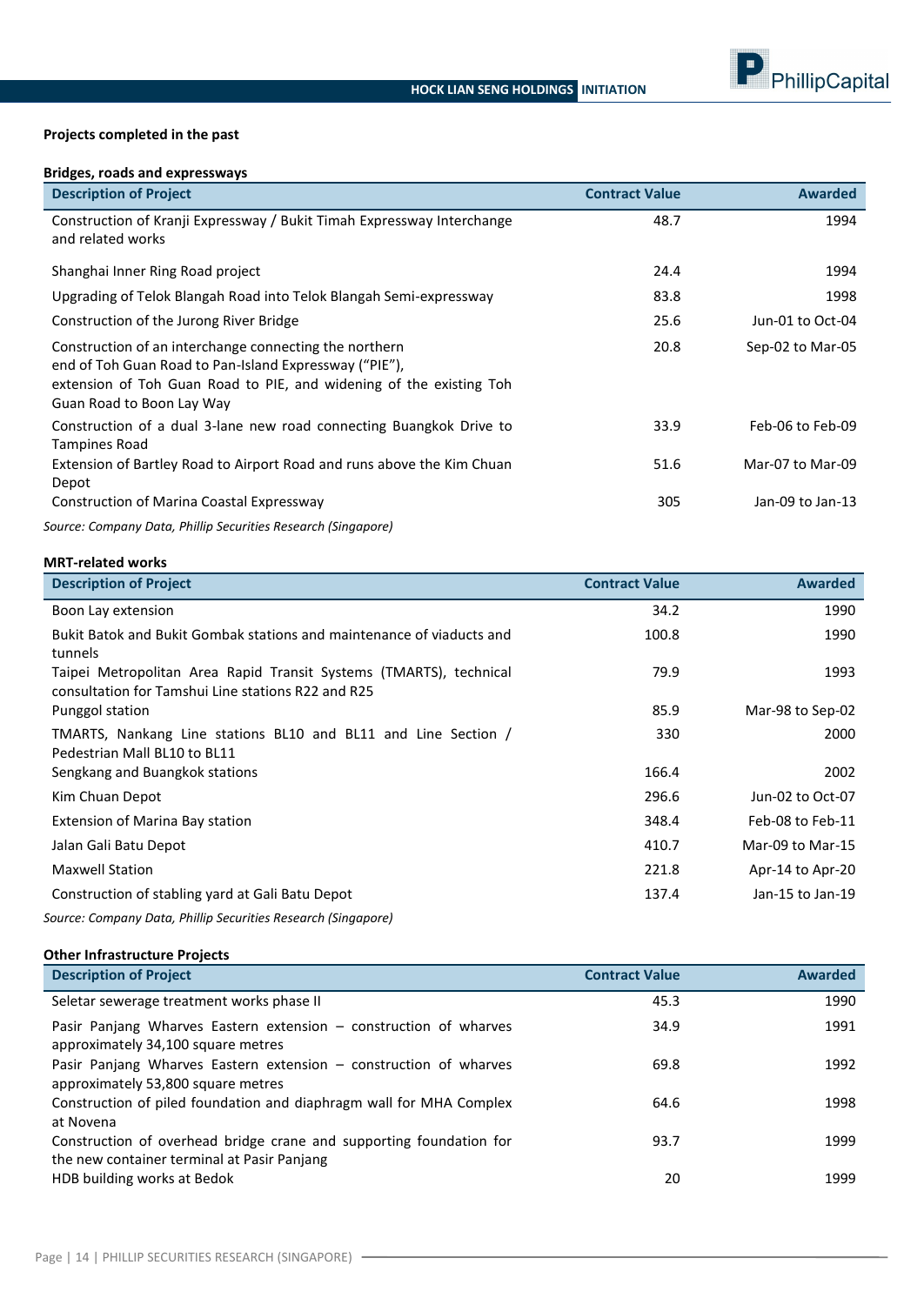**Projects completed in the past**

**Bridges, roads and expressways**

| Description of Project | Contract Value | Awarded |
|---|---|---|
| Construction of Kranji Expressway / Bukit Timah Expressway Interchange and related works | 48.7 | 1994 |
| Shanghai Inner Ring Road project | 24.4 | 1994 |
| Upgrading of Telok Blangah Road into Telok Blangah Semi-expressway | 83.8 | 1998 |
| Construction of the Jurong River Bridge | 25.6 | Jun-01 to Oct-04 |
| Construction of an interchange connecting the northern end of Toh Guan Road to Pan-Island Expressway ("PIE"), extension of Toh Guan Road to PIE, and widening of the existing Toh Guan Road to Boon Lay Way | 20.8 | Sep-02 to Mar-05 |
| Construction of a dual 3-lane new road connecting Buangkok Drive to Tampines Road | 33.9 | Feb-06 to Feb-09 |
| Extension of Bartley Road to Airport Road and runs above the Kim Chuan Depot | 51.6 | Mar-07 to Mar-09 |
| Construction of Marina Coastal Expressway | 305 | Jan-09 to Jan-13 |

*Source: Company Data, Phillip Securities Research (Singapore)*

**MRT-related works**

| Description of Project | Contract Value | Awarded |
|---|---|---|
| Boon Lay extension | 34.2 | 1990 |
| Bukit Batok and Bukit Gombak stations and maintenance of viaducts and tunnels | 100.8 | 1990 |
| Taipei Metropolitan Area Rapid Transit Systems (TMARTS), technical consultation for Tamshui Line stations R22 and R25 | 79.9 | 1993 |
| Punggol station | 85.9 | Mar-98 to Sep-02 |
| TMARTS, Nankang Line stations BL10 and BL11 and Line Section / Pedestrian Mall BL10 to BL11 | 330 | 2000 |
| Sengkang and Buangkok stations | 166.4 | 2002 |
| Kim Chuan Depot | 296.6 | Jun-02 to Oct-07 |
| Extension of Marina Bay station | 348.4 | Feb-08 to Feb-11 |
| Jalan Gali Batu Depot | 410.7 | Mar-09 to Mar-15 |
| Maxwell Station | 221.8 | Apr-14 to Apr-20 |
| Construction of stabling yard at Gali Batu Depot | 137.4 | Jan-15 to Jan-19 |

*Source: Company Data, Phillip Securities Research (Singapore)*

**Other Infrastructure Projects**

| Description of Project | Contract Value | Awarded |
|---|---|---|
| Seletar sewerage treatment works phase II | 45.3 | 1990 |
| Pasir Panjang Wharves Eastern extension – construction of wharves approximately 34,100 square metres | 34.9 | 1991 |
| Pasir Panjang Wharves Eastern extension – construction of wharves approximately 53,800 square metres | 69.8 | 1992 |
| Construction of piled foundation and diaphragm wall for MHA Complex at Novena | 64.6 | 1998 |
| Construction of overhead bridge crane and supporting foundation for the new container terminal at Pasir Panjang | 93.7 | 1999 |
| HDB building works at Bedok | 20 | 1999 |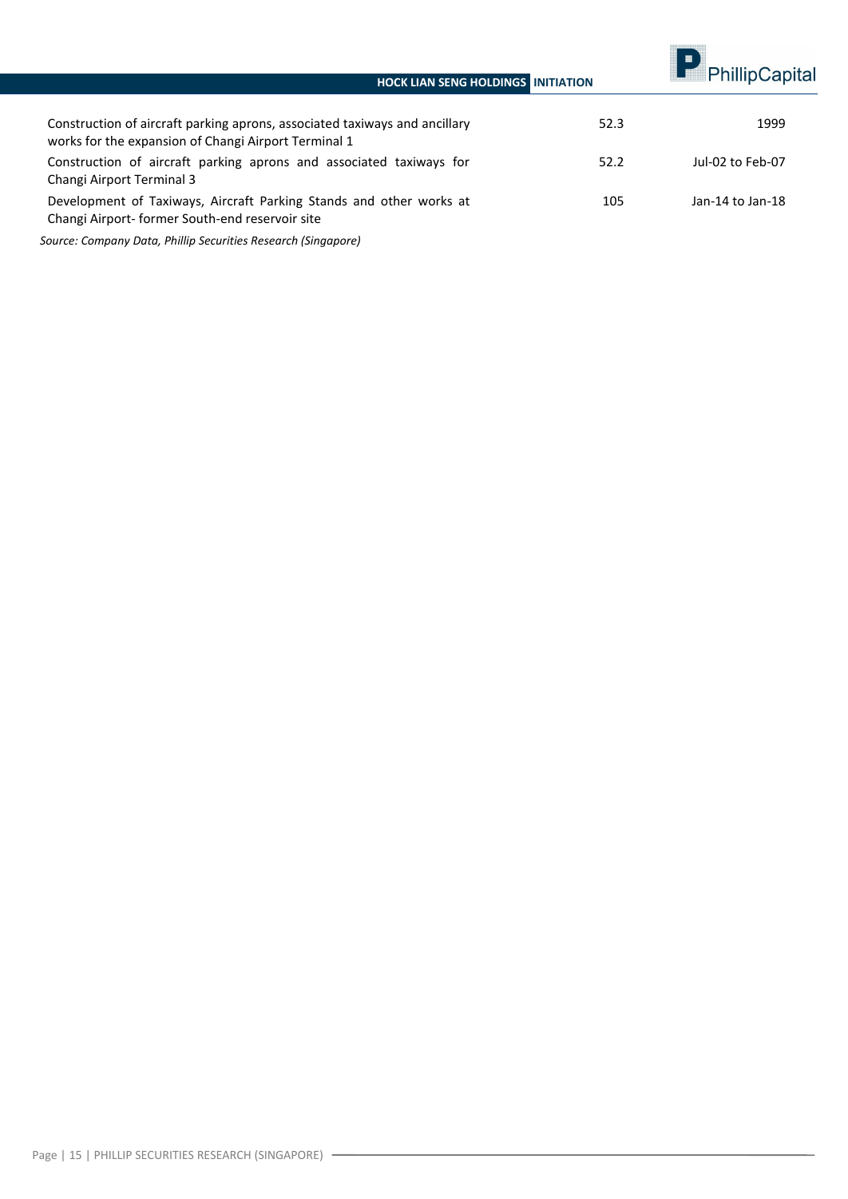| | | |
|---|---|---|
| Construction of aircraft parking aprons, associated taxiways and ancillary works for the expansion of Changi Airport Terminal 1 | 52.3 | 1999 |
| Construction of aircraft parking aprons and associated taxiways for Changi Airport Terminal 3 | 52.2 | Jul-02 to Feb-07 |
| Development of Taxiways, Aircraft Parking Stands and other works at Changi Airport- former South-end reservoir site | 105 | Jan-14 to Jan-18 |

*Source: Company Data, Phillip Securities Research (Singapore)*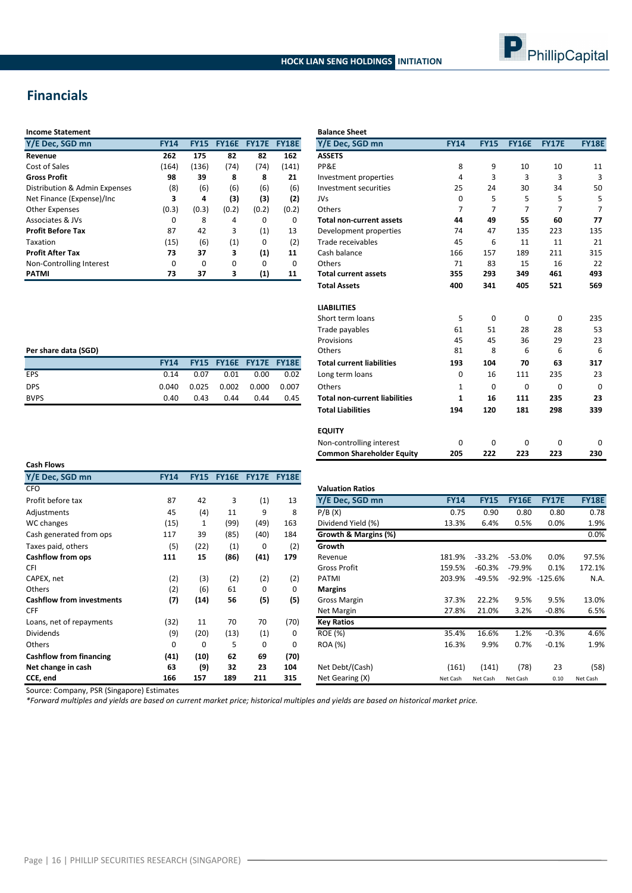# Financials

**Income Statement**

| Y/E Dec, SGD mn | FY14 | FY15 | FY16E | FY17E | FY18E |
|---|---|---|---|---|---|
| **Revenue** | **262** | **175** | **82** | **82** | **162** |
| Cost of Sales | (164) | (136) | (74) | (74) | (141) |
| **Gross Profit** | **98** | **39** | **8** | **8** | **21** |
| Distribution & Admin Expenses | (8) | (6) | (6) | (6) | (6) |
| Net Finance (Expense)/Inc | **3** | **4** | **(3)** | **(3)** | **(2)** |
| Other Expenses | (0.3) | (0.3) | (0.2) | (0.2) | (0.2) |
| Associates & JVs | 0 | 8 | 4 | 0 | 0 |
| **Profit Before Tax** | 87 | 42 | 3 | (1) | 13 |
| Taxation | (15) | (6) | (1) | 0 | (2) |
| **Profit After Tax** | **73** | **37** | **3** | **(1)** | **11** |
| Non-Controlling Interest | 0 | 0 | 0 | 0 | 0 |
| **PATMI** | **73** | **37** | **3** | **(1)** | **11** |

**Per share data (SGD)**

| | FY14 | FY15 | FY16E | FY17E | FY18E |
|---|---|---|---|---|---|
| EPS | 0.14 | 0.07 | 0.01 | 0.00 | 0.02 |
| DPS | 0.040 | 0.025 | 0.002 | 0.000 | 0.007 |
| BVPS | 0.40 | 0.43 | 0.44 | 0.44 | 0.45 |

**Cash Flows**

| Y/E Dec, SGD mn | FY14 | FY15 | FY16E | FY17E | FY18E |
|---|---|---|---|---|---|
| CFO | | | | | |
| Profit before tax | 87 | 42 | 3 | (1) | 13 |
| Adjustments | 45 | (4) | 11 | 9 | 8 |
| WC changes | (15) | 1 | (99) | (49) | 163 |
| Cash generated from ops | 117 | 39 | (85) | (40) | 184 |
| Taxes paid, others | (5) | (22) | (1) | 0 | (2) |
| **Cashflow from ops** | **111** | **15** | **(86)** | **(41)** | **179** |
| CFI | | | | | |
| CAPEX, net | (2) | (3) | (2) | (2) | (2) |
| Others | (2) | (6) | 61 | 0 | 0 |
| **Cashflow from investments** | **(7)** | **(14)** | **56** | **(5)** | **(5)** |
| CFF | | | | | |
| Loans, net of repayments | (32) | 11 | 70 | 70 | (70) |
| Dividends | (9) | (20) | (13) | (1) | 0 |
| Others | 0 | 0 | 5 | 0 | 0 |
| **Cashflow from financing** | **(41)** | **(10)** | **62** | **69** | **(70)** |
| **Net change in cash** | **63** | **(9)** | **32** | **23** | **104** |
| **CCE, end** | **166** | **157** | **189** | **211** | **315** |

**Balance Sheet**

| Y/E Dec, SGD mn | FY14 | FY15 | FY16E | FY17E | FY18E |
|---|---|---|---|---|---|
| **ASSETS** | | | | | |
| PP&E | 8 | 9 | 10 | 10 | 11 |
| Investment properties | 4 | 3 | 3 | 3 | 3 |
| Investment securities | 25 | 24 | 30 | 34 | 50 |
| JVs | 0 | 5 | 5 | 5 | 5 |
| Others | 7 | 7 | 7 | 7 | 7 |
| **Total non-current assets** | **44** | **49** | **55** | **60** | **77** |
| Development properties | 74 | 47 | 135 | 223 | 135 |
| Trade receivables | 45 | 6 | 11 | 11 | 21 |
| Cash balance | 166 | 157 | 189 | 211 | 315 |
| Others | 71 | 83 | 15 | 16 | 22 |
| **Total current assets** | **355** | **293** | **349** | **461** | **493** |
| **Total Assets** | **400** | **341** | **405** | **521** | **569** |
| **LIABILITIES** | | | | | |
| Short term loans | 5 | 0 | 0 | 0 | 235 |
| Trade payables | 61 | 51 | 28 | 28 | 53 |
| Provisions | 45 | 45 | 36 | 29 | 23 |
| Others | 81 | 8 | 6 | 6 | 6 |
| **Total current liabilities** | **193** | **104** | **70** | **63** | **317** |
| Long term loans | 0 | 16 | 111 | 235 | 23 |
| Others | 1 | 0 | 0 | 0 | 0 |
| **Total non-current liabilities** | **1** | **16** | **111** | **235** | **23** |
| **Total Liabilities** | **194** | **120** | **181** | **298** | **339** |
| **EQUITY** | | | | | |
| Non-controlling interest | 0 | 0 | 0 | 0 | 0 |
| **Common Shareholder Equity** | **205** | **222** | **223** | **223** | **230** |

**Valuation Ratios**

| Y/E Dec, SGD mn | FY14 | FY15 | FY16E | FY17E | FY18E |
|---|---|---|---|---|---|
| P/B (X) | 0.75 | 0.90 | 0.80 | 0.80 | 0.78 |
| Dividend Yield (%) | 13.3% | 6.4% | 0.5% | 0.0% | 1.9% |
| **Growth & Margins (%)** | | | | | 0.0% |
| **Growth** | | | | | |
| Revenue | 181.9% | -33.2% | -53.0% | 0.0% | 97.5% |
| Gross Profit | 159.5% | -60.3% | -79.9% | 0.1% | 172.1% |
| PATMI | 203.9% | -49.5% | -92.9% | -125.6% | N.A. |
| **Margins** | | | | | |
| Gross Margin | 37.3% | 22.2% | 9.5% | 9.5% | 13.0% |
| Net Margin | 27.8% | 21.0% | 3.2% | -0.8% | 6.5% |
| **Key Ratios** | | | | | |
| ROE (%) | 35.4% | 16.6% | 1.2% | -0.3% | 4.6% |
| ROA (%) | 16.3% | 9.9% | 0.7% | -0.1% | 1.9% |
| Net Debt/(Cash) | (161) | (141) | (78) | 23 | (58) |
| Net Gearing (X) | Net Cash | Net Cash | Net Cash | 0.10 | Net Cash |

Source: Company, PSR (Singapore) Estimates

*\*Forward multiples and yields are based on current market price; historical multiples and yields are based on historical market price.*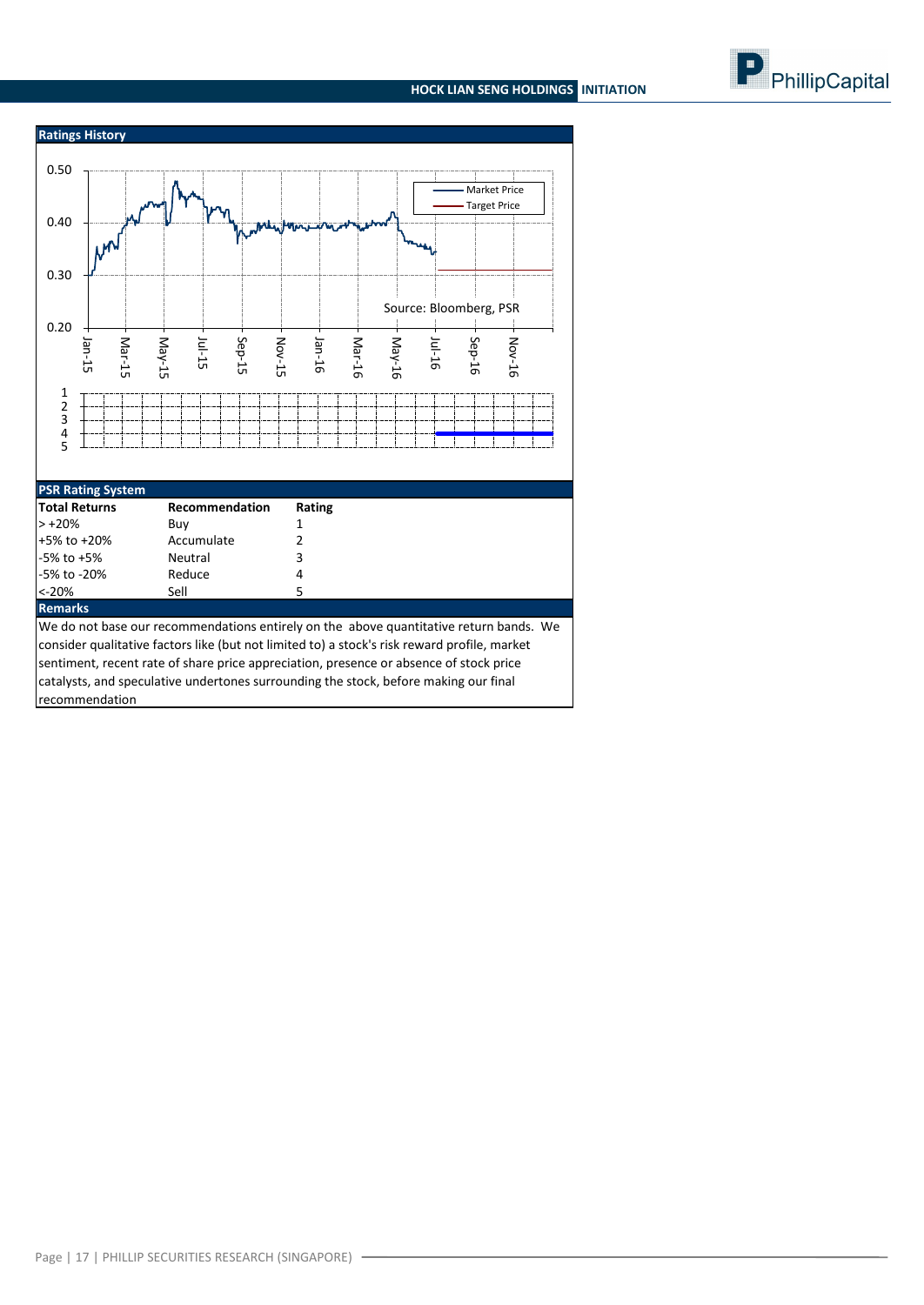## Ratings History

Source: Bloomberg, PSR

## PSR Rating System

| Total Returns | Recommendation | Rating |
|---|---|---|
| > +20% | Buy | 1 |
| +5% to +20% | Accumulate | 2 |
| -5% to +5% | Neutral | 3 |
| -5% to -20% | Reduce | 4 |
| <-20% | Sell | 5 |

**Remarks**

We do not base our recommendations entirely on the above quantitative return bands. We consider qualitative factors like (but not limited to) a stock's risk reward profile, market sentiment, recent rate of share price appreciation, presence or absence of stock price catalysts, and speculative undertones surrounding the stock, before making our final recommendation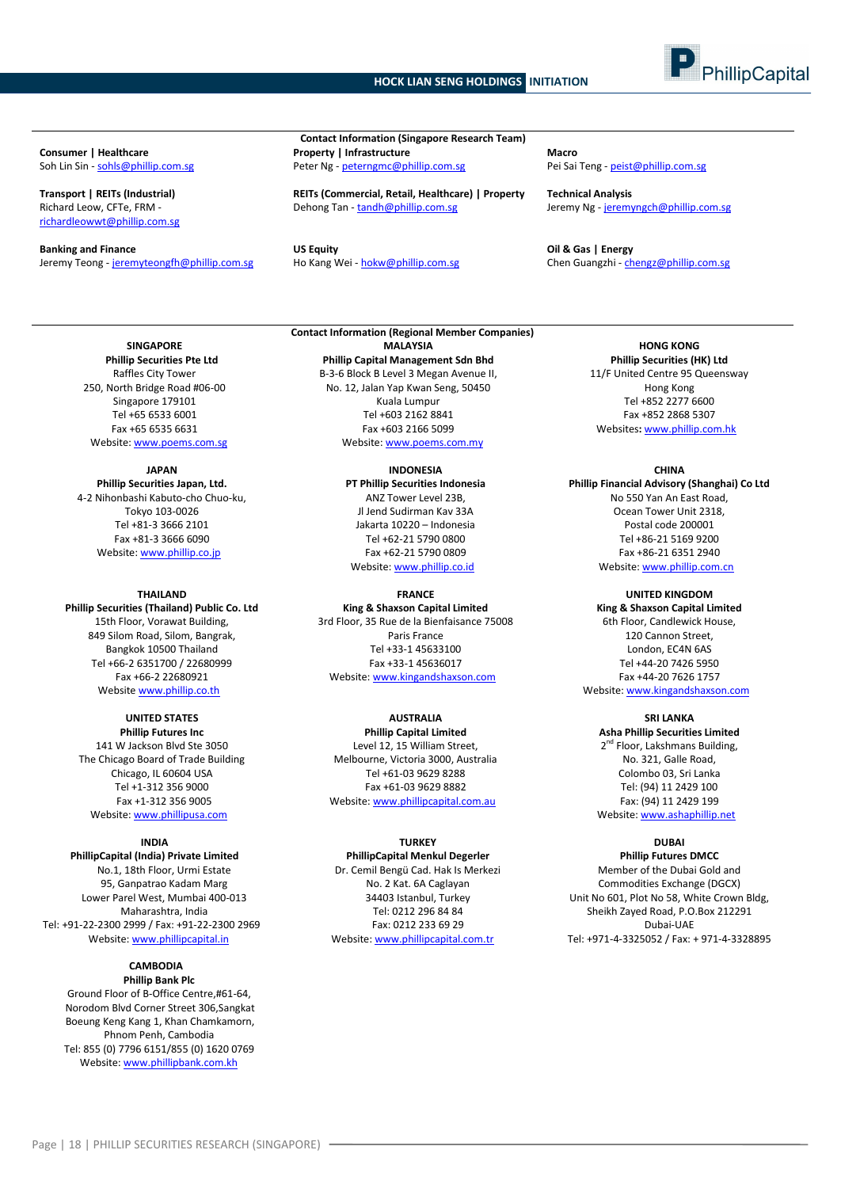## Contact Information (Singapore Research Team)

**Consumer | Healthcare**
Soh Lin Sin - sohls@phillip.com.sg

**Transport | REITs (Industrial)**
Richard Leow, CFTe, FRM - richardleowwt@phillip.com.sg

**Banking and Finance**
Jeremy Teong - jeremyteongfh@phillip.com.sg

**Property | Infrastructure**
Peter Ng - peterngmc@phillip.com.sg

**REITs (Commercial, Retail, Healthcare) | Property**
Dehong Tan - tandh@phillip.com.sg

**US Equity**
Ho Kang Wei - hokw@phillip.com.sg

**Macro**
Pei Sai Teng - peist@phillip.com.sg

**Technical Analysis**
Jeremy Ng - jeremyngch@phillip.com.sg

**Oil & Gas | Energy**
Chen Guangzhi - chengz@phillip.com.sg

## Contact Information (Regional Member Companies)

**SINGAPORE**
**Phillip Securities Pte Ltd**
Raffles City Tower
250, North Bridge Road #06-00
Singapore 179101
Tel +65 6533 6001
Fax +65 6535 6631
Website: www.poems.com.sg

**MALAYSIA**
**Phillip Capital Management Sdn Bhd**
B-3-6 Block B Level 3 Megan Avenue II,
No. 12, Jalan Yap Kwan Seng, 50450
Kuala Lumpur
Tel +603 2162 8841
Fax +603 2166 5099
Website: www.poems.com.my

**HONG KONG**
**Phillip Securities (HK) Ltd**
11/F United Centre 95 Queensway
Hong Kong
Tel +852 2277 6600
Fax +852 2868 5307
Websites: www.phillip.com.hk

**JAPAN**
**Phillip Securities Japan, Ltd.**
4-2 Nihonbashi Kabuto-cho Chuo-ku,
Tokyo 103-0026
Tel +81-3 3666 2101
Fax +81-3 3666 6090
Website: www.phillip.co.jp

**INDONESIA**
**PT Phillip Securities Indonesia**
ANZ Tower Level 23B,
Jl Jend Sudirman Kav 33A
Jakarta 10220 – Indonesia
Tel +62-21 5790 0800
Fax +62-21 5790 0809
Website: www.phillip.co.id

**CHINA**
**Phillip Financial Advisory (Shanghai) Co Ltd**
No 550 Yan An East Road,
Ocean Tower Unit 2318,
Postal code 200001
Tel +86-21 5169 9200
Fax +86-21 6351 2940
Website: www.phillip.com.cn

**THAILAND**
**Phillip Securities (Thailand) Public Co. Ltd**
15th Floor, Vorawat Building,
849 Silom Road, Silom, Bangrak,
Bangkok 10500 Thailand
Tel +66-2 6351700 / 22680999
Fax +66-2 22680921
Website www.phillip.co.th

**FRANCE**
**King & Shaxson Capital Limited**
3rd Floor, 35 Rue de la Bienfaisance 75008
Paris France
Tel +33-1 45633100
Fax +33-1 45636017
Website: www.kingandshaxson.com

**UNITED KINGDOM**
**King & Shaxson Capital Limited**
6th Floor, Candlewick House,
120 Cannon Street,
London, EC4N 6AS
Tel +44-20 7426 5950
Fax +44-20 7626 1757
Website: www.kingandshaxson.com

**UNITED STATES**
**Phillip Futures Inc**
141 W Jackson Blvd Ste 3050
The Chicago Board of Trade Building
Chicago, IL 60604 USA
Tel +1-312 356 9000
Fax +1-312 356 9005
Website: www.phillipusa.com

**AUSTRALIA**
**Phillip Capital Limited**
Level 12, 15 William Street,
Melbourne, Victoria 3000, Australia
Tel +61-03 9629 8288
Fax +61-03 9629 8882
Website: www.phillipcapital.com.au

**SRI LANKA**
**Asha Phillip Securities Limited**
2nd Floor, Lakshmans Building,
No. 321, Galle Road,
Colombo 03, Sri Lanka
Tel: (94) 11 2429 100
Fax: (94) 11 2429 199
Website: www.ashaphillip.net

**INDIA**
**PhillipCapital (India) Private Limited**
No.1, 18th Floor, Urmi Estate
95, Ganpatrao Kadam Marg
Lower Parel West, Mumbai 400-013
Maharashtra, India
Tel: +91-22-2300 2999 / Fax: +91-22-2300 2969
Website: www.phillipcapital.in

**TURKEY**
**PhillipCapital Menkul Degerler**
Dr. Cemil Bengü Cad. Hak Is Merkezi
No. 2 Kat. 6A Caglayan
34403 Istanbul, Turkey
Tel: 0212 296 84 84
Fax: 0212 233 69 29
Website: www.phillipcapital.com.tr

**DUBAI**
**Phillip Futures DMCC**
Member of the Dubai Gold and
Commodities Exchange (DGCX)
Unit No 601, Plot No 58, White Crown Bldg,
Sheikh Zayed Road, P.O.Box 212291
Dubai-UAE
Tel: +971-4-3325052 / Fax: + 971-4-3328895

**CAMBODIA**
**Phillip Bank Plc**
Ground Floor of B-Office Centre,#61-64,
Norodom Blvd Corner Street 306,Sangkat
Boeung Keng Kang 1, Khan Chamkamorn,
Phnom Penh, Cambodia
Tel: 855 (0) 7796 6151/855 (0) 1620 0769
Website: www.phillipbank.com.kh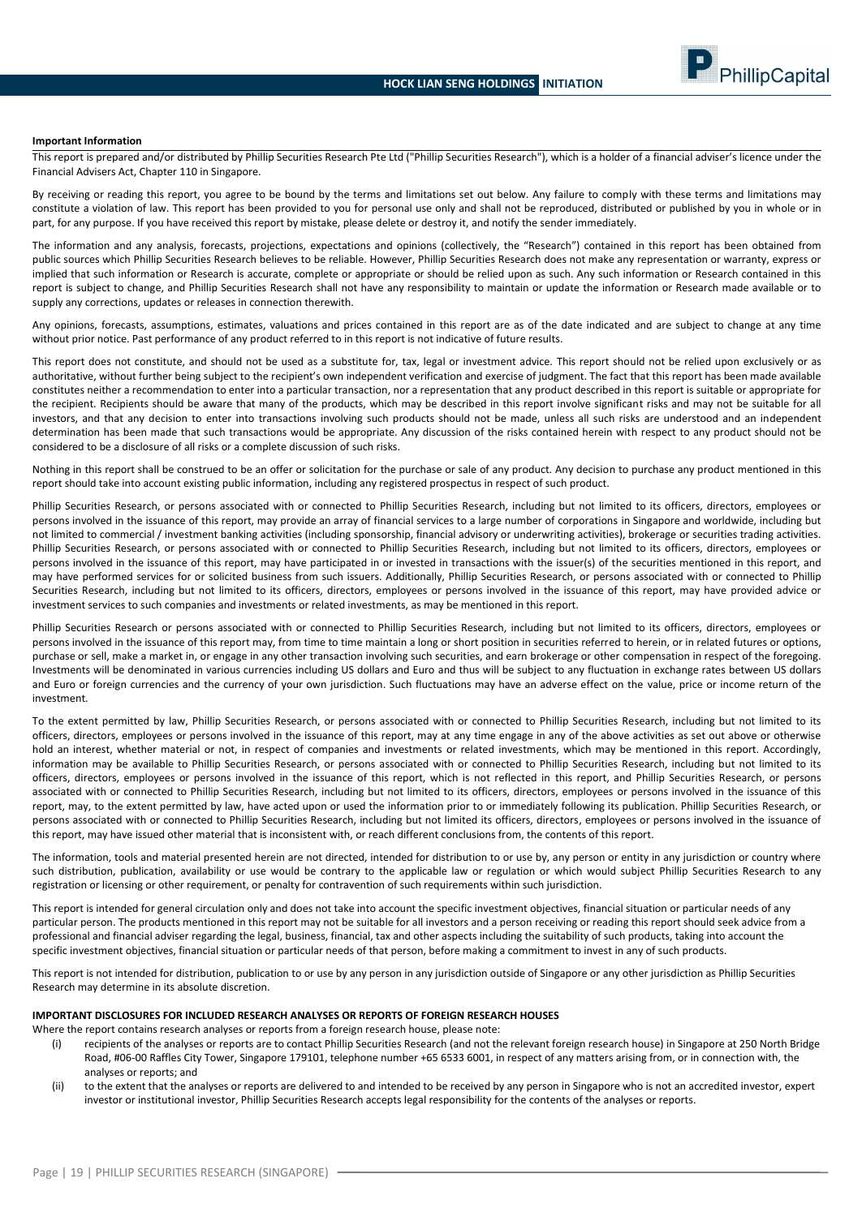**Important Information**

This report is prepared and/or distributed by Phillip Securities Research Pte Ltd ("Phillip Securities Research"), which is a holder of a financial adviser's licence under the Financial Advisers Act, Chapter 110 in Singapore.

By receiving or reading this report, you agree to be bound by the terms and limitations set out below. Any failure to comply with these terms and limitations may constitute a violation of law. This report has been provided to you for personal use only and shall not be reproduced, distributed or published by you in whole or in part, for any purpose. If you have received this report by mistake, please delete or destroy it, and notify the sender immediately.

The information and any analysis, forecasts, projections, expectations and opinions (collectively, the "Research") contained in this report has been obtained from public sources which Phillip Securities Research believes to be reliable. However, Phillip Securities Research does not make any representation or warranty, express or implied that such information or Research is accurate, complete or appropriate or should be relied upon as such. Any such information or Research contained in this report is subject to change, and Phillip Securities Research shall not have any responsibility to maintain or update the information or Research made available or to supply any corrections, updates or releases in connection therewith.

Any opinions, forecasts, assumptions, estimates, valuations and prices contained in this report are as of the date indicated and are subject to change at any time without prior notice. Past performance of any product referred to in this report is not indicative of future results.

This report does not constitute, and should not be used as a substitute for, tax, legal or investment advice. This report should not be relied upon exclusively or as authoritative, without further being subject to the recipient's own independent verification and exercise of judgment. The fact that this report has been made available constitutes neither a recommendation to enter into a particular transaction, nor a representation that any product described in this report is suitable or appropriate for the recipient. Recipients should be aware that many of the products, which may be described in this report involve significant risks and may not be suitable for all investors, and that any decision to enter into transactions involving such products should not be made, unless all such risks are understood and an independent determination has been made that such transactions would be appropriate. Any discussion of the risks contained herein with respect to any product should not be considered to be a disclosure of all risks or a complete discussion of such risks.

Nothing in this report shall be construed to be an offer or solicitation for the purchase or sale of any product. Any decision to purchase any product mentioned in this report should take into account existing public information, including any registered prospectus in respect of such product.

Phillip Securities Research, or persons associated with or connected to Phillip Securities Research, including but not limited to its officers, directors, employees or persons involved in the issuance of this report, may provide an array of financial services to a large number of corporations in Singapore and worldwide, including but not limited to commercial / investment banking activities (including sponsorship, financial advisory or underwriting activities), brokerage or securities trading activities. Phillip Securities Research, or persons associated with or connected to Phillip Securities Research, including but not limited to its officers, directors, employees or persons involved in the issuance of this report, may have participated in or invested in transactions with the issuer(s) of the securities mentioned in this report, and may have performed services for or solicited business from such issuers. Additionally, Phillip Securities Research, or persons associated with or connected to Phillip Securities Research, including but not limited to its officers, directors, employees or persons involved in the issuance of this report, may have provided advice or investment services to such companies and investments or related investments, as may be mentioned in this report.

Phillip Securities Research or persons associated with or connected to Phillip Securities Research, including but not limited to its officers, directors, employees or persons involved in the issuance of this report may, from time to time maintain a long or short position in securities referred to herein, or in related futures or options, purchase or sell, make a market in, or engage in any other transaction involving such securities, and earn brokerage or other compensation in respect of the foregoing. Investments will be denominated in various currencies including US dollars and Euro and thus will be subject to any fluctuation in exchange rates between US dollars and Euro or foreign currencies and the currency of your own jurisdiction. Such fluctuations may have an adverse effect on the value, price or income return of the investment.

To the extent permitted by law, Phillip Securities Research, or persons associated with or connected to Phillip Securities Research, including but not limited to its officers, directors, employees or persons involved in the issuance of this report, may at any time engage in any of the above activities as set out above or otherwise hold an interest, whether material or not, in respect of companies and investments or related investments, which may be mentioned in this report. Accordingly, information may be available to Phillip Securities Research, or persons associated with or connected to Phillip Securities Research, including but not limited to its officers, directors, employees or persons involved in the issuance of this report, which is not reflected in this report, and Phillip Securities Research, or persons associated with or connected to Phillip Securities Research, including but not limited to its officers, directors, employees or persons involved in the issuance of this report, may, to the extent permitted by law, have acted upon or used the information prior to or immediately following its publication. Phillip Securities Research, or persons associated with or connected to Phillip Securities Research, including but not limited its officers, directors, employees or persons involved in the issuance of this report, may have issued other material that is inconsistent with, or reach different conclusions from, the contents of this report.

The information, tools and material presented herein are not directed, intended for distribution to or use by, any person or entity in any jurisdiction or country where such distribution, publication, availability or use would be contrary to the applicable law or regulation or which would subject Phillip Securities Research to any registration or licensing or other requirement, or penalty for contravention of such requirements within such jurisdiction.

This report is intended for general circulation only and does not take into account the specific investment objectives, financial situation or particular needs of any particular person. The products mentioned in this report may not be suitable for all investors and a person receiving or reading this report should seek advice from a professional and financial adviser regarding the legal, business, financial, tax and other aspects including the suitability of such products, taking into account the specific investment objectives, financial situation or particular needs of that person, before making a commitment to invest in any of such products.

This report is not intended for distribution, publication to or use by any person in any jurisdiction outside of Singapore or any other jurisdiction as Phillip Securities Research may determine in its absolute discretion.

**IMPORTANT DISCLOSURES FOR INCLUDED RESEARCH ANALYSES OR REPORTS OF FOREIGN RESEARCH HOUSES**

Where the report contains research analyses or reports from a foreign research house, please note:

(i) recipients of the analyses or reports are to contact Phillip Securities Research (and not the relevant foreign research house) in Singapore at 250 North Bridge Road, #06-00 Raffles City Tower, Singapore 179101, telephone number +65 6533 6001, in respect of any matters arising from, or in connection with, the analyses or reports; and

(ii) to the extent that the analyses or reports are delivered to and intended to be received by any person in Singapore who is not an accredited investor, expert investor or institutional investor, Phillip Securities Research accepts legal responsibility for the contents of the analyses or reports.